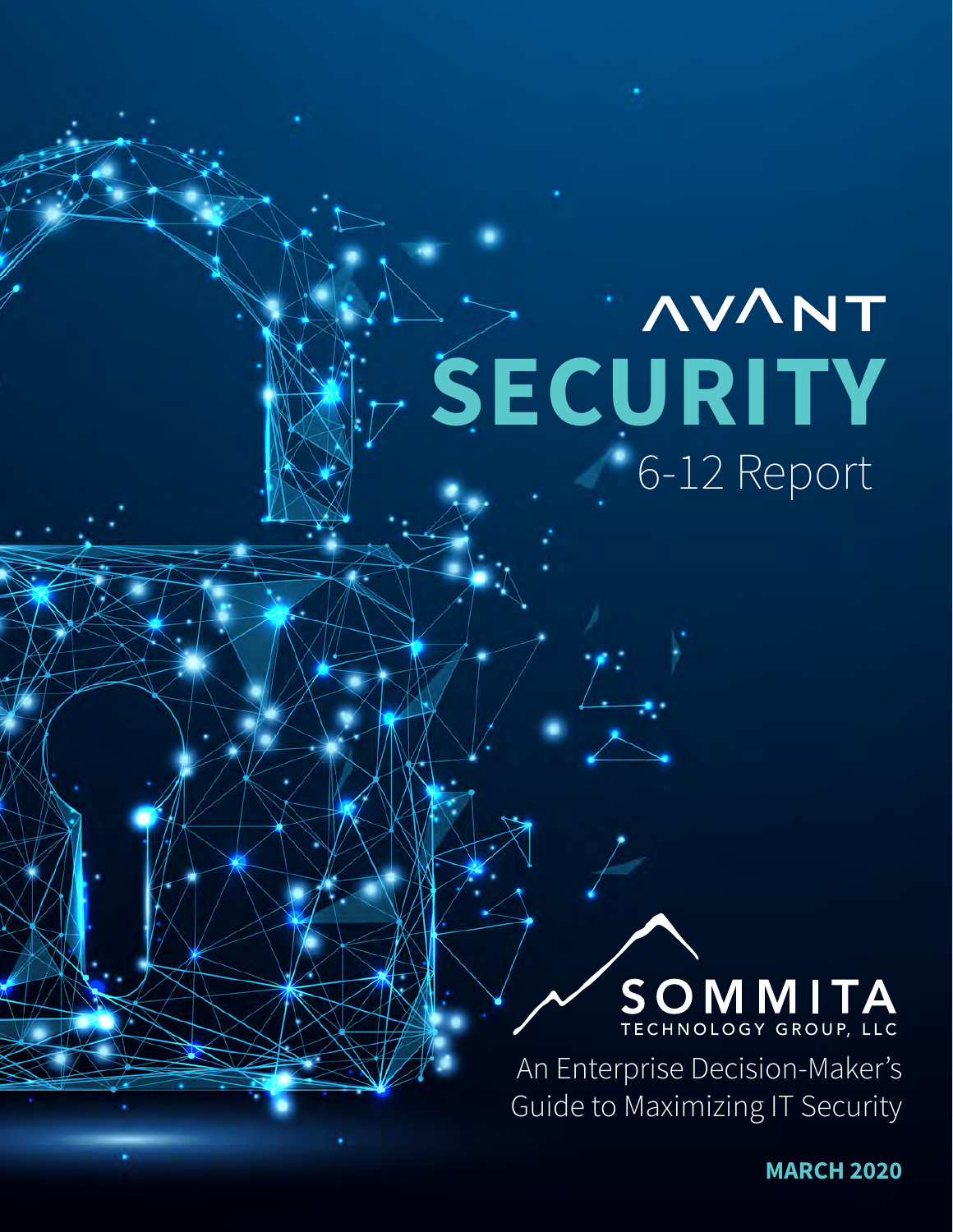# AVANT SECURITY 6-12 Report

SOMMITA TECHNOLOGY GROUP, LLC

An Enterprise Decision-Maker's Guide to Maximizing IT Security

**MARCH 2020**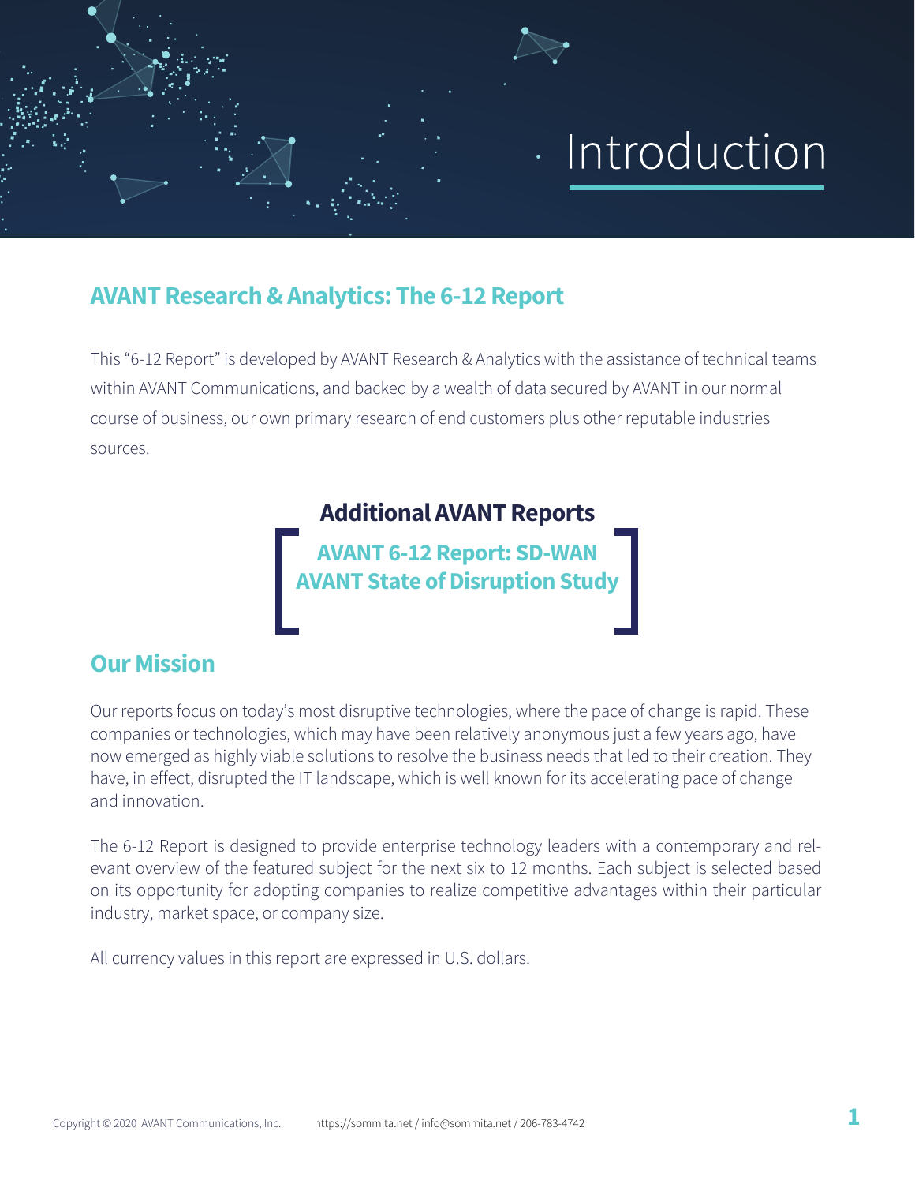# Introduction

## AVANT Research & Analytics: The 6-12 Report

This "6-12 Report" is developed by AVANT Research & Analytics with the assistance of technical teams within AVANT Communications, and backed by a wealth of data secured by AVANT in our normal course of business, our own primary research of end customers plus other reputable industries sources.

### Additional AVANT Reports

**AVANT 6-12 Report: SD-WAN**
**AVANT State of Disruption Study**

## Our Mission

Our reports focus on today's most disruptive technologies, where the pace of change is rapid. These companies or technologies, which may have been relatively anonymous just a few years ago, have now emerged as highly viable solutions to resolve the business needs that led to their creation. They have, in effect, disrupted the IT landscape, which is well known for its accelerating pace of change and innovation.

The 6-12 Report is designed to provide enterprise technology leaders with a contemporary and relevant overview of the featured subject for the next six to 12 months. Each subject is selected based on its opportunity for adopting companies to realize competitive advantages within their particular industry, market space, or company size.

All currency values in this report are expressed in U.S. dollars.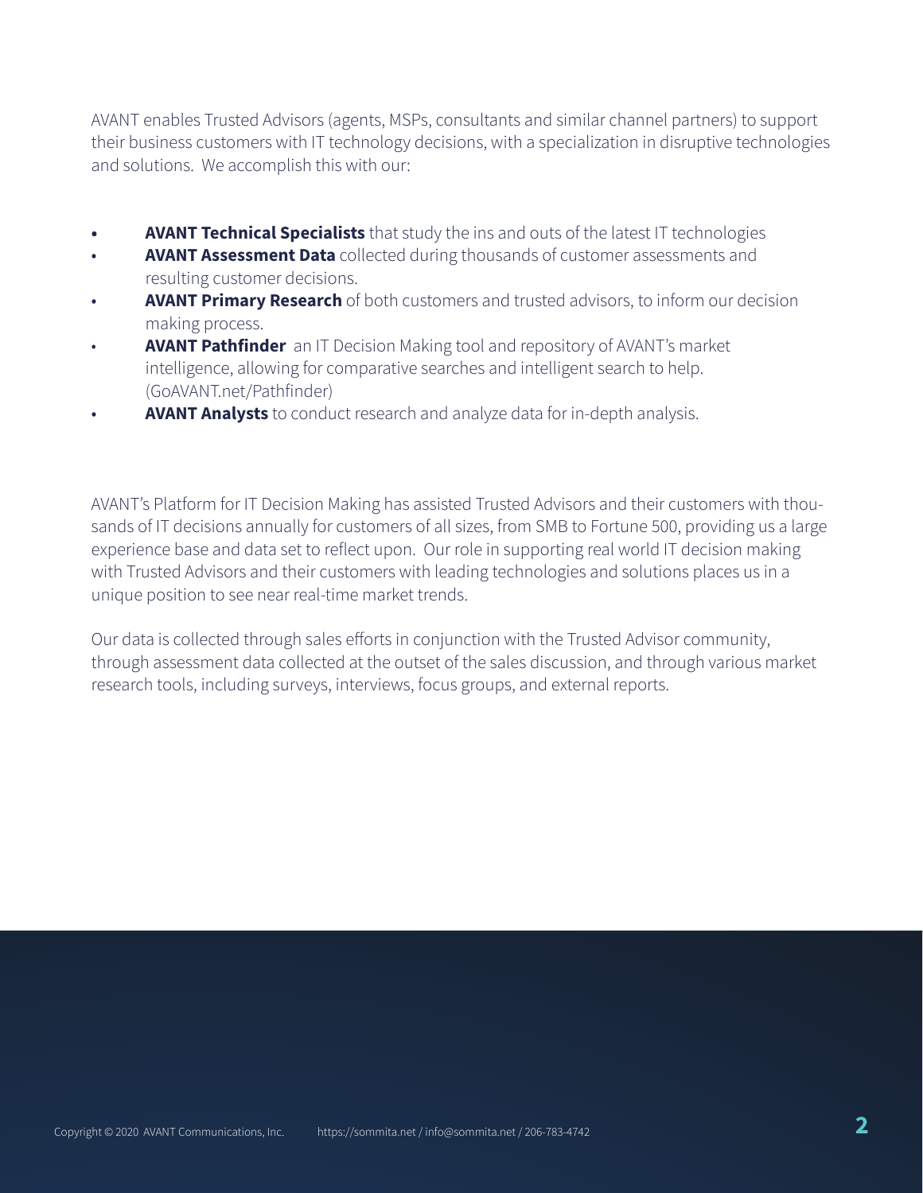AVANT enables Trusted Advisors (agents, MSPs, consultants and similar channel partners) to support their business customers with IT technology decisions, with a specialization in disruptive technologies and solutions. We accomplish this with our:

- **AVANT Technical Specialists** that study the ins and outs of the latest IT technologies
- **AVANT Assessment Data** collected during thousands of customer assessments and resulting customer decisions.
- **AVANT Primary Research** of both customers and trusted advisors, to inform our decision making process.
- **AVANT Pathfinder** an IT Decision Making tool and repository of AVANT's market intelligence, allowing for comparative searches and intelligent search to help. (GoAVANT.net/Pathfinder)
- **AVANT Analysts** to conduct research and analyze data for in-depth analysis.

AVANT's Platform for IT Decision Making has assisted Trusted Advisors and their customers with thousands of IT decisions annually for customers of all sizes, from SMB to Fortune 500, providing us a large experience base and data set to reflect upon. Our role in supporting real world IT decision making with Trusted Advisors and their customers with leading technologies and solutions places us in a unique position to see near real-time market trends.

Our data is collected through sales efforts in conjunction with the Trusted Advisor community, through assessment data collected at the outset of the sales discussion, and through various market research tools, including surveys, interviews, focus groups, and external reports.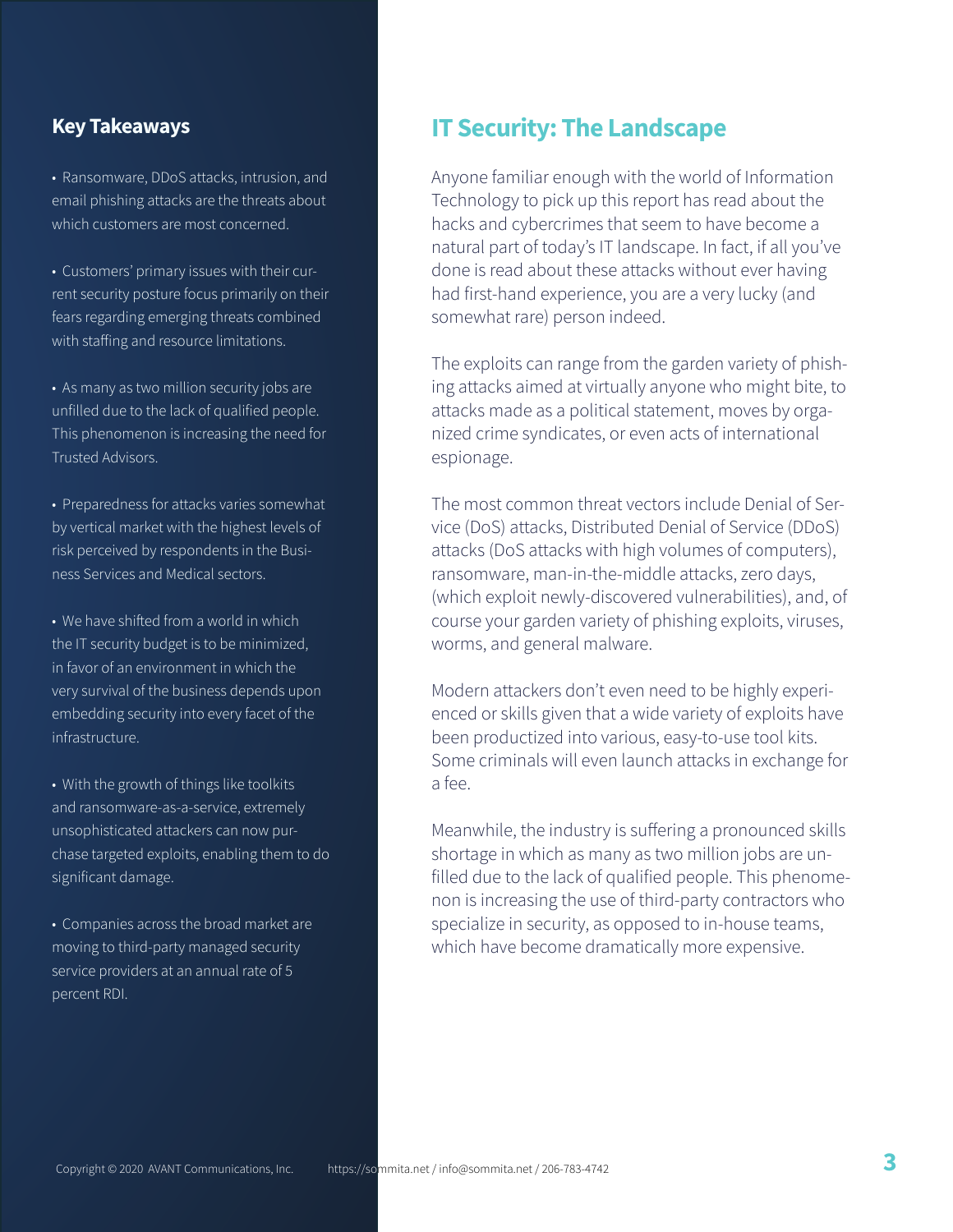## Key Takeaways

- Ransomware, DDoS attacks, intrusion, and email phishing attacks are the threats about which customers are most concerned.
- Customers' primary issues with their current security posture focus primarily on their fears regarding emerging threats combined with staffing and resource limitations.
- As many as two million security jobs are unfilled due to the lack of qualified people. This phenomenon is increasing the need for Trusted Advisors.
- Preparedness for attacks varies somewhat by vertical market with the highest levels of risk perceived by respondents in the Business Services and Medical sectors.
- We have shifted from a world in which the IT security budget is to be minimized, in favor of an environment in which the very survival of the business depends upon embedding security into every facet of the infrastructure.
- With the growth of things like toolkits and ransomware-as-a-service, extremely unsophisticated attackers can now purchase targeted exploits, enabling them to do significant damage.
- Companies across the broad market are moving to third-party managed security service providers at an annual rate of 5 percent RDI.

## IT Security: The Landscape

Anyone familiar enough with the world of Information Technology to pick up this report has read about the hacks and cybercrimes that seem to have become a natural part of today's IT landscape. In fact, if all you've done is read about these attacks without ever having had first-hand experience, you are a very lucky (and somewhat rare) person indeed.

The exploits can range from the garden variety of phishing attacks aimed at virtually anyone who might bite, to attacks made as a political statement, moves by organized crime syndicates, or even acts of international espionage.

The most common threat vectors include Denial of Service (DoS) attacks, Distributed Denial of Service (DDoS) attacks (DoS attacks with high volumes of computers), ransomware, man-in-the-middle attacks, zero days, (which exploit newly-discovered vulnerabilities), and, of course your garden variety of phishing exploits, viruses, worms, and general malware.

Modern attackers don't even need to be highly experienced or skills given that a wide variety of exploits have been productized into various, easy-to-use tool kits. Some criminals will even launch attacks in exchange for a fee.

Meanwhile, the industry is suffering a pronounced skills shortage in which as many as two million jobs are unfilled due to the lack of qualified people. This phenomenon is increasing the use of third-party contractors who specialize in security, as opposed to in-house teams, which have become dramatically more expensive.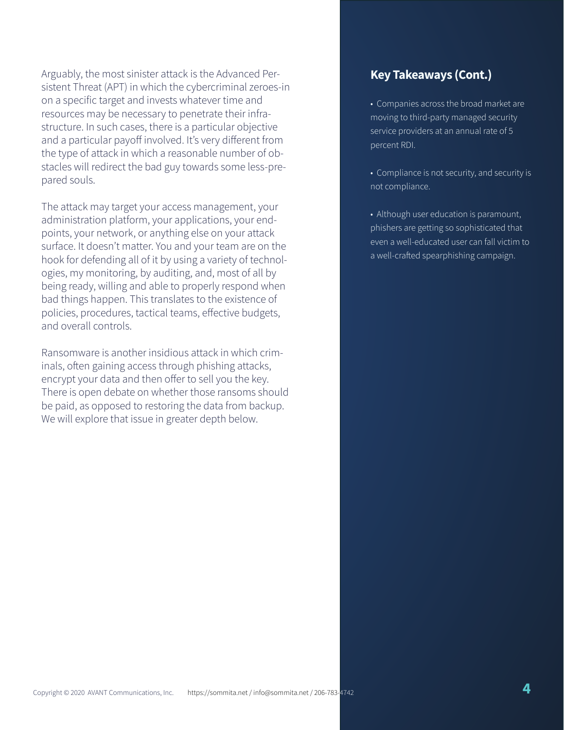Arguably, the most sinister attack is the Advanced Persistent Threat (APT) in which the cybercriminal zeroes-in on a specific target and invests whatever time and resources may be necessary to penetrate their infrastructure. In such cases, there is a particular objective and a particular payoff involved. It's very different from the type of attack in which a reasonable number of obstacles will redirect the bad guy towards some less-prepared souls.

The attack may target your access management, your administration platform, your applications, your endpoints, your network, or anything else on your attack surface. It doesn't matter. You and your team are on the hook for defending all of it by using a variety of technologies, my monitoring, by auditing, and, most of all by being ready, willing and able to properly respond when bad things happen. This translates to the existence of policies, procedures, tactical teams, effective budgets, and overall controls.

Ransomware is another insidious attack in which criminals, often gaining access through phishing attacks, encrypt your data and then offer to sell you the key. There is open debate on whether those ransoms should be paid, as opposed to restoring the data from backup. We will explore that issue in greater depth below.

## Key Takeaways (Cont.)

- Companies across the broad market are moving to third-party managed security service providers at an annual rate of 5 percent RDI.
- Compliance is not security, and security is not compliance.
- Although user education is paramount, phishers are getting so sophisticated that even a well-educated user can fall victim to a well-crafted spearphishing campaign.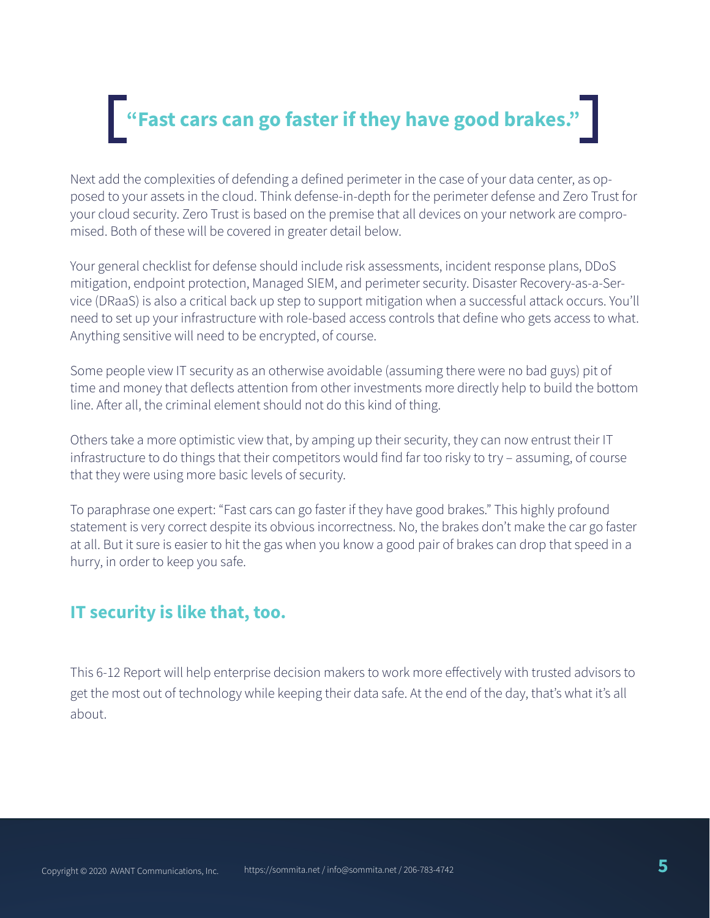> **“Fast cars can go faster if they have good brakes.”**

Next add the complexities of defending a defined perimeter in the case of your data center, as opposed to your assets in the cloud. Think defense-in-depth for the perimeter defense and Zero Trust for your cloud security. Zero Trust is based on the premise that all devices on your network are compromised. Both of these will be covered in greater detail below.

Your general checklist for defense should include risk assessments, incident response plans, DDoS mitigation, endpoint protection, Managed SIEM, and perimeter security. Disaster Recovery-as-a-Service (DRaaS) is also a critical back up step to support mitigation when a successful attack occurs. You'll need to set up your infrastructure with role-based access controls that define who gets access to what. Anything sensitive will need to be encrypted, of course.

Some people view IT security as an otherwise avoidable (assuming there were no bad guys) pit of time and money that deflects attention from other investments more directly help to build the bottom line. After all, the criminal element should not do this kind of thing.

Others take a more optimistic view that, by amping up their security, they can now entrust their IT infrastructure to do things that their competitors would find far too risky to try – assuming, of course that they were using more basic levels of security.

To paraphrase one expert: "Fast cars can go faster if they have good brakes." This highly profound statement is very correct despite its obvious incorrectness. No, the brakes don't make the car go faster at all. But it sure is easier to hit the gas when you know a good pair of brakes can drop that speed in a hurry, in order to keep you safe.

## IT security is like that, too.

This 6-12 Report will help enterprise decision makers to work more effectively with trusted advisors to get the most out of technology while keeping their data safe. At the end of the day, that's what it's all about.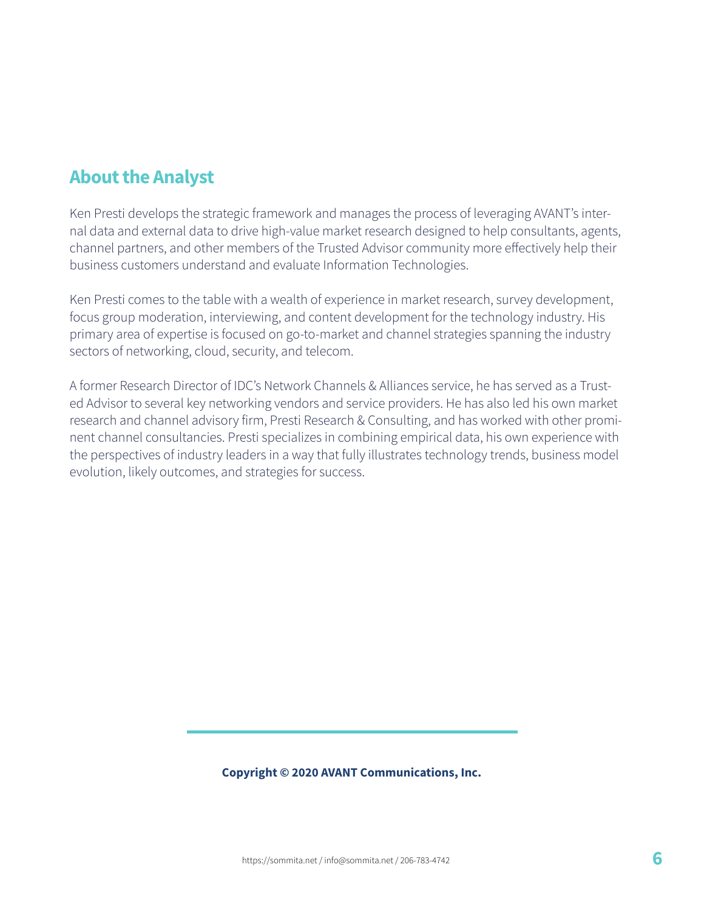## About the Analyst

Ken Presti develops the strategic framework and manages the process of leveraging AVANT's internal data and external data to drive high-value market research designed to help consultants, agents, channel partners, and other members of the Trusted Advisor community more effectively help their business customers understand and evaluate Information Technologies.

Ken Presti comes to the table with a wealth of experience in market research, survey development, focus group moderation, interviewing, and content development for the technology industry. His primary area of expertise is focused on go-to-market and channel strategies spanning the industry sectors of networking, cloud, security, and telecom.

A former Research Director of IDC's Network Channels & Alliances service, he has served as a Trusted Advisor to several key networking vendors and service providers. He has also led his own market research and channel advisory firm, Presti Research & Consulting, and has worked with other prominent channel consultancies. Presti specializes in combining empirical data, his own experience with the perspectives of industry leaders in a way that fully illustrates technology trends, business model evolution, likely outcomes, and strategies for success.

**Copyright © 2020 AVANT Communications, Inc.**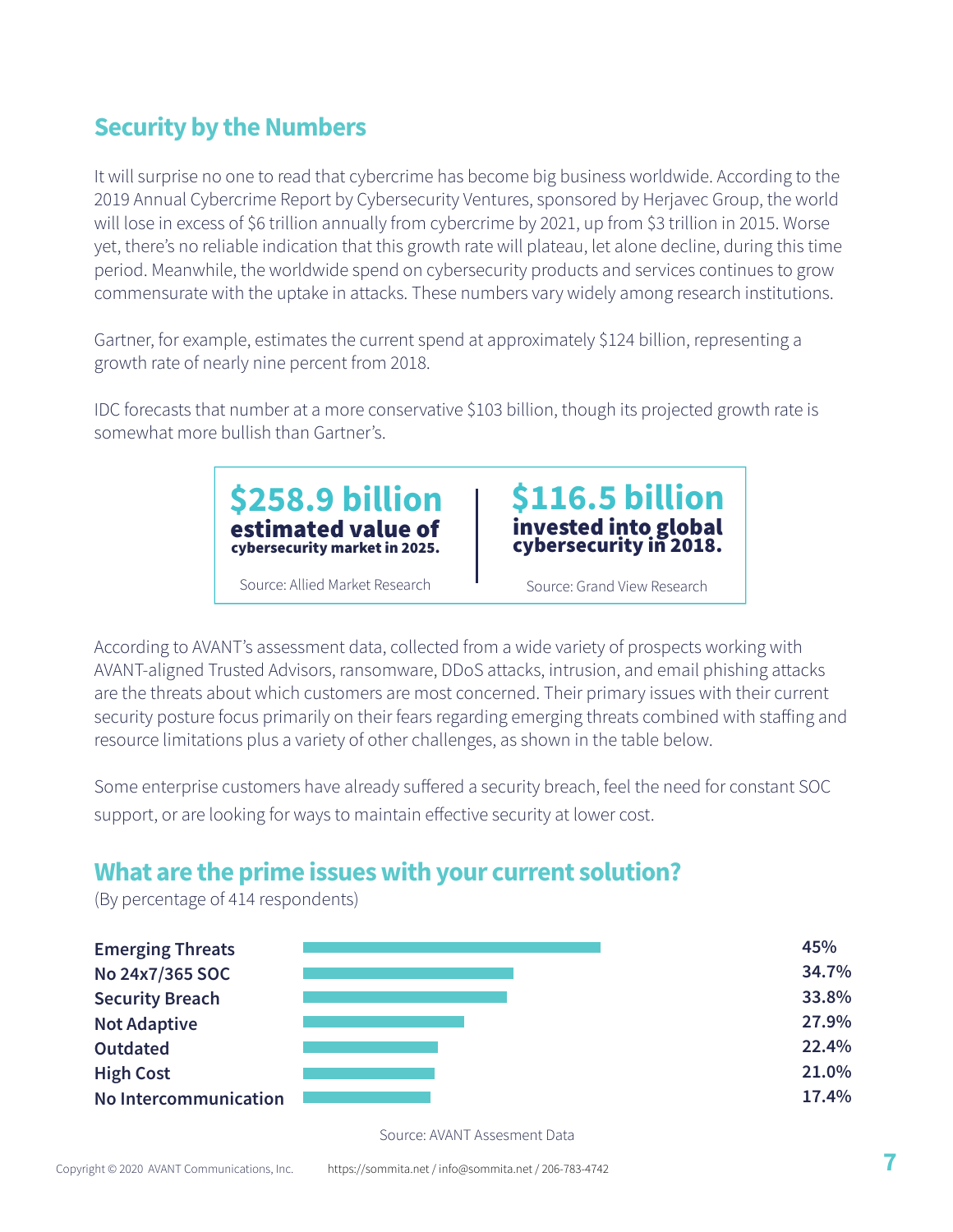## Security by the Numbers

It will surprise no one to read that cybercrime has become big business worldwide. According to the 2019 Annual Cybercrime Report by Cybersecurity Ventures, sponsored by Herjavec Group, the world will lose in excess of $6 trillion annually from cybercrime by 2021, up from $3 trillion in 2015. Worse yet, there's no reliable indication that this growth rate will plateau, let alone decline, during this time period. Meanwhile, the worldwide spend on cybersecurity products and services continues to grow commensurate with the uptake in attacks. These numbers vary widely among research institutions.

Gartner, for example, estimates the current spend at approximately $124 billion, representing a growth rate of nearly nine percent from 2018.

IDC forecasts that number at a more conservative $103 billion, though its projected growth rate is somewhat more bullish than Gartner's.

| **$258.9 billion** estimated value of cybersecurity market in 2025. | **$116.5 billion** invested into global cybersecurity in 2018. |
|---|---|
| Source: Allied Market Research | Source: Grand View Research |

According to AVANT's assessment data, collected from a wide variety of prospects working with AVANT-aligned Trusted Advisors, ransomware, DDoS attacks, intrusion, and email phishing attacks are the threats about which customers are most concerned. Their primary issues with their current security posture focus primarily on their fears regarding emerging threats combined with staffing and resource limitations plus a variety of other challenges, as shown in the table below.

Some enterprise customers have already suffered a security breach, feel the need for constant SOC support, or are looking for ways to maintain effective security at lower cost.

## What are the prime issues with your current solution?

(By percentage of 414 respondents)

| Issue | Percentage |
|---|---|
| Emerging Threats | 45% |
| No 24x7/365 SOC | 34.7% |
| Security Breach | 33.8% |
| Not Adaptive | 27.9% |
| Outdated | 22.4% |
| High Cost | 21.0% |
| No Intercommunication | 17.4% |

Source: AVANT Assesment Data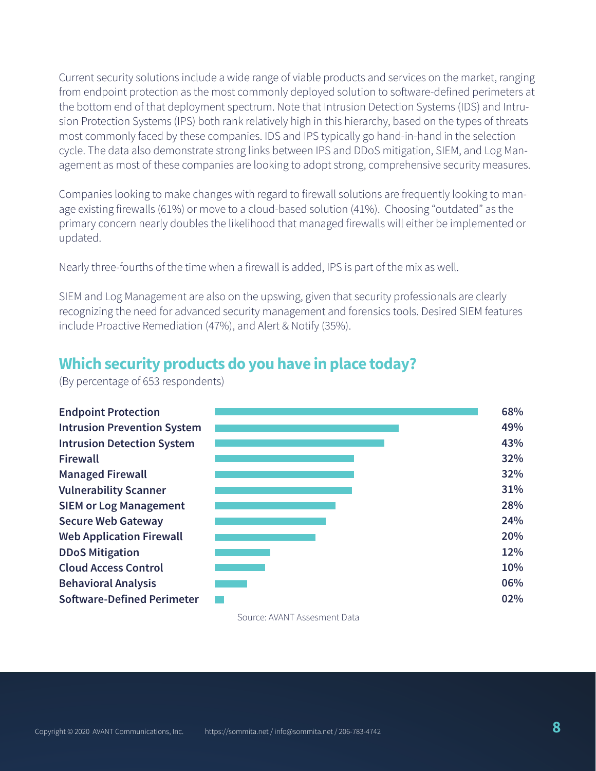Current security solutions include a wide range of viable products and services on the market, ranging from endpoint protection as the most commonly deployed solution to software-defined perimeters at the bottom end of that deployment spectrum. Note that Intrusion Detection Systems (IDS) and Intrusion Protection Systems (IPS) both rank relatively high in this hierarchy, based on the types of threats most commonly faced by these companies. IDS and IPS typically go hand-in-hand in the selection cycle. The data also demonstrate strong links between IPS and DDoS mitigation, SIEM, and Log Management as most of these companies are looking to adopt strong, comprehensive security measures.

Companies looking to make changes with regard to firewall solutions are frequently looking to manage existing firewalls (61%) or move to a cloud-based solution (41%). Choosing "outdated" as the primary concern nearly doubles the likelihood that managed firewalls will either be implemented or updated.

Nearly three-fourths of the time when a firewall is added, IPS is part of the mix as well.

SIEM and Log Management are also on the upswing, given that security professionals are clearly recognizing the need for advanced security management and forensics tools. Desired SIEM features include Proactive Remediation (47%), and Alert & Notify (35%).

## Which security products do you have in place today?

(By percentage of 653 respondents)

| Product | Percentage |
|---|---|
| Endpoint Protection | 68% |
| Intrusion Prevention System | 49% |
| Intrusion Detection System | 43% |
| Firewall | 32% |
| Managed Firewall | 32% |
| Vulnerability Scanner | 31% |
| SIEM or Log Management | 28% |
| Secure Web Gateway | 24% |
| Web Application Firewall | 20% |
| DDoS Mitigation | 12% |
| Cloud Access Control | 10% |
| Behavioral Analysis | 06% |
| Software-Defined Perimeter | 02% |

Source: AVANT Assesment Data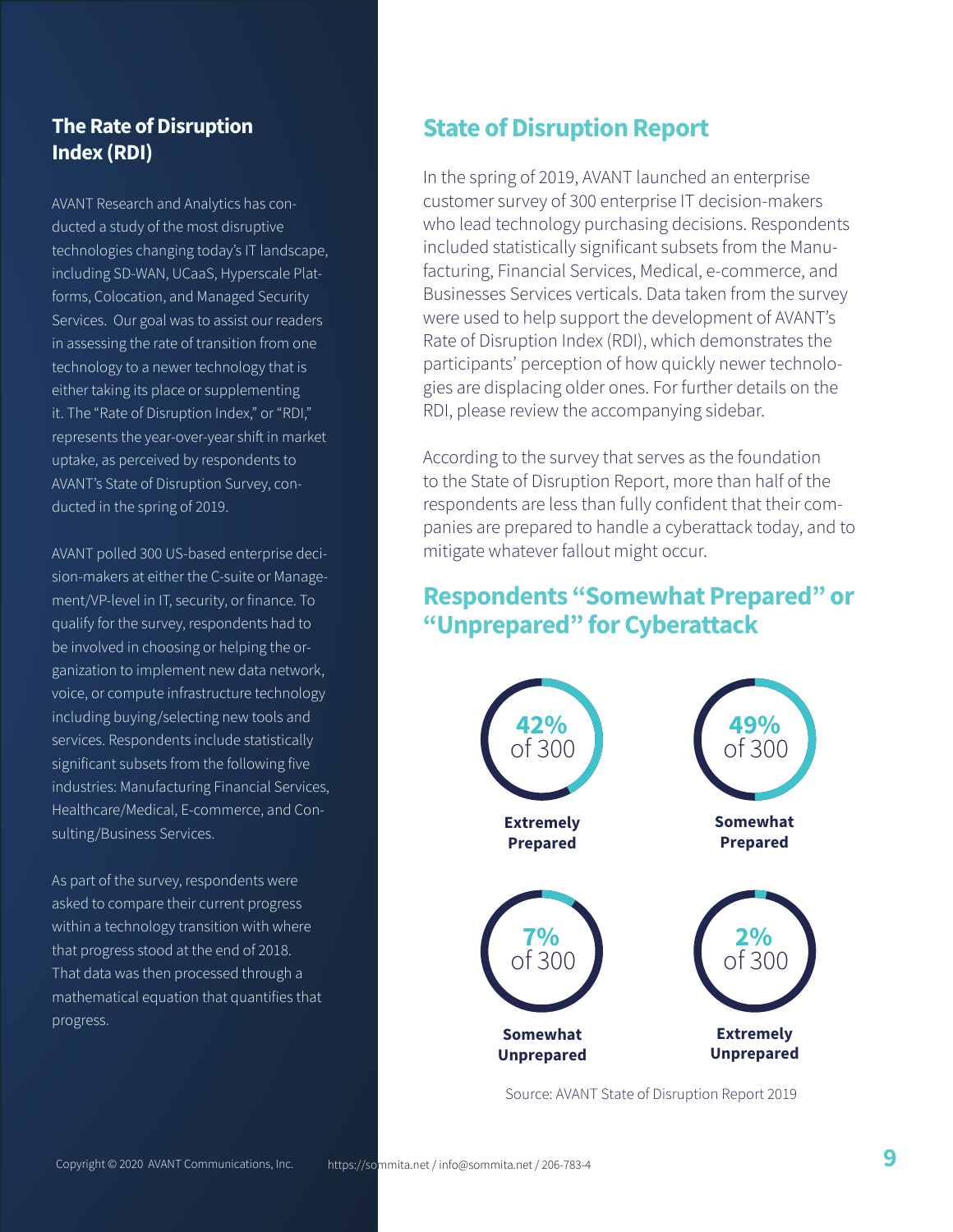## The Rate of Disruption Index (RDI)

AVANT Research and Analytics has conducted a study of the most disruptive technologies changing today's IT landscape, including SD-WAN, UCaaS, Hyperscale Platforms, Colocation, and Managed Security Services. Our goal was to assist our readers in assessing the rate of transition from one technology to a newer technology that is either taking its place or supplementing it. The "Rate of Disruption Index," or "RDI," represents the year-over-year shift in market uptake, as perceived by respondents to AVANT's State of Disruption Survey, conducted in the spring of 2019.

AVANT polled 300 US-based enterprise decision-makers at either the C-suite or Management/VP-level in IT, security, or finance. To qualify for the survey, respondents had to be involved in choosing or helping the organization to implement new data network, voice, or compute infrastructure technology including buying/selecting new tools and services. Respondents include statistically significant subsets from the following five industries: Manufacturing Financial Services, Healthcare/Medical, E-commerce, and Consulting/Business Services.

As part of the survey, respondents were asked to compare their current progress within a technology transition with where that progress stood at the end of 2018. That data was then processed through a mathematical equation that quantifies that progress.

## State of Disruption Report

In the spring of 2019, AVANT launched an enterprise customer survey of 300 enterprise IT decision-makers who lead technology purchasing decisions. Respondents included statistically significant subsets from the Manufacturing, Financial Services, Medical, e-commerce, and Businesses Services verticals. Data taken from the survey were used to help support the development of AVANT's Rate of Disruption Index (RDI), which demonstrates the participants' perception of how quickly newer technologies are displacing older ones. For further details on the RDI, please review the accompanying sidebar.

According to the survey that serves as the foundation to the State of Disruption Report, more than half of the respondents are less than fully confident that their companies are prepared to handle a cyberattack today, and to mitigate whatever fallout might occur.

## Respondents "Somewhat Prepared" or "Unprepared" for Cyberattack

**42%** of 300 — **Extremely Prepared**

**49%** of 300 — **Somewhat Prepared**

**7%** of 300 — **Somewhat Unprepared**

**2%** of 300 — **Extremely Unprepared**

Source: AVANT State of Disruption Report 2019

Copyright © 2020 AVANT Communications, Inc. https://sommita.net / info@sommita.net / 206-783-4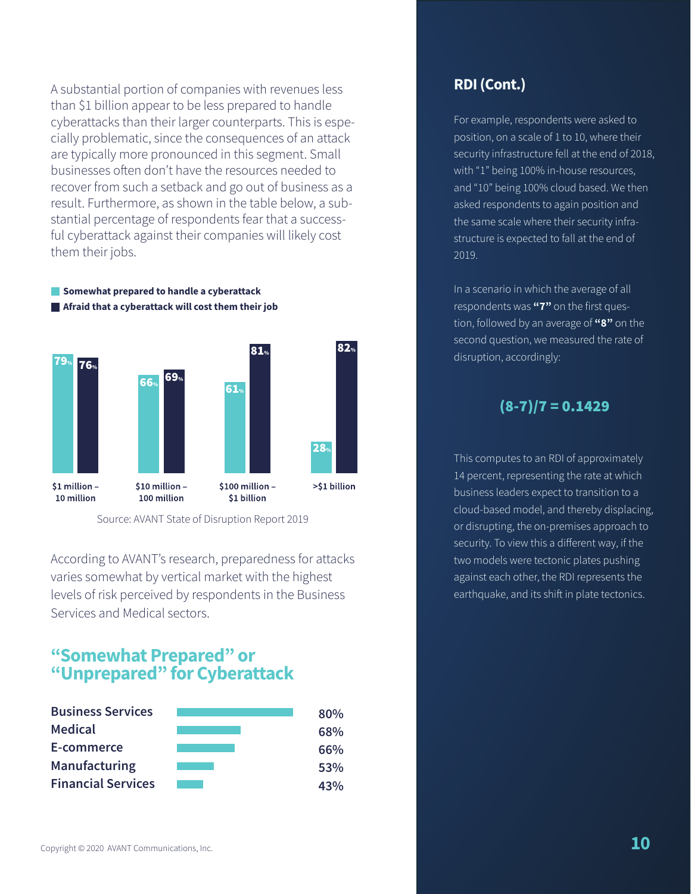A substantial portion of companies with revenues less than $1 billion appear to be less prepared to handle cyberattacks than their larger counterparts. This is especially problematic, since the consequences of an attack are typically more pronounced in this segment. Small businesses often don't have the resources needed to recover from such a setback and go out of business as a result. Furthermore, as shown in the table below, a substantial percentage of respondents fear that a successful cyberattack against their companies will likely cost them their jobs.

| Revenue | Somewhat prepared to handle a cyberattack | Afraid that a cyberattack will cost them their job |
|---|---|---|
| $1 million – 10 million | 79% | 76% |
| $10 million – 100 million | 66% | 69% |
| $100 million – $1 billion | 61% | 81% |
| >$1 billion | 28% | 82% |

Source: AVANT State of Disruption Report 2019

According to AVANT's research, preparedness for attacks varies somewhat by vertical market with the highest levels of risk perceived by respondents in the Business Services and Medical sectors.

## "Somewhat Prepared" or "Unprepared" for Cyberattack

| Sector | Percentage |
|---|---|
| Business Services | 80% |
| Medical | 68% |
| E-commerce | 66% |
| Manufacturing | 53% |
| Financial Services | 43% |

## RDI (Cont.)

For example, respondents were asked to position, on a scale of 1 to 10, where their security infrastructure fell at the end of 2018, with "1" being 100% in-house resources, and "10" being 100% cloud based. We then asked respondents to again position and the same scale where their security infrastructure is expected to fall at the end of 2019.

In a scenario in which the average of all respondents was **"7"** on the first question, followed by an average of **"8"** on the second question, we measured the rate of disruption, accordingly:

$$(8-7)/7 = 0.1429$$

This computes to an RDI of approximately 14 percent, representing the rate at which business leaders expect to transition to a cloud-based model, and thereby displacing, or disrupting, the on-premises approach to security. To view this a different way, if the two models were tectonic plates pushing against each other, the RDI represents the earthquake, and its shift in plate tectonics.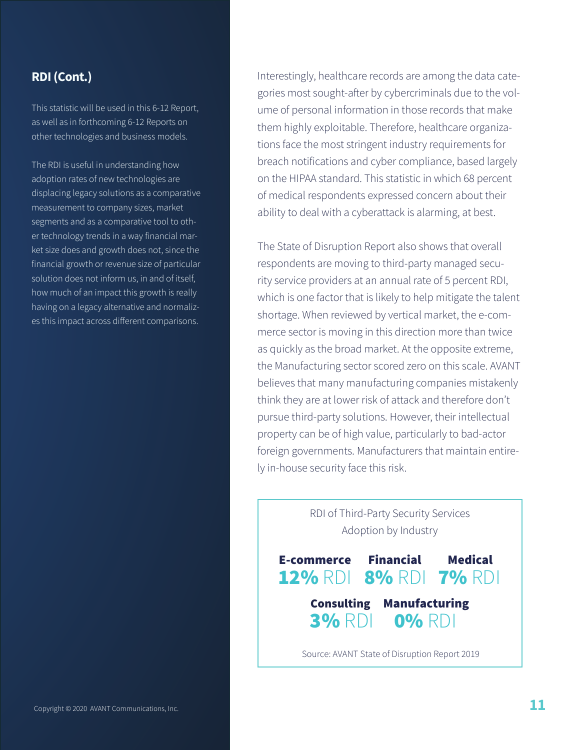## RDI (Cont.)

This statistic will be used in this 6-12 Report, as well as in forthcoming 6-12 Reports on other technologies and business models.

The RDI is useful in understanding how adoption rates of new technologies are displacing legacy solutions as a comparative measurement to company sizes, market segments and as a comparative tool to other technology trends in a way financial market size does and growth does not, since the financial growth or revenue size of particular solution does not inform us, in and of itself, how much of an impact this growth is really having on a legacy alternative and normalizes this impact across different comparisons.

Interestingly, healthcare records are among the data categories most sought-after by cybercriminals due to the volume of personal information in those records that make them highly exploitable. Therefore, healthcare organizations face the most stringent industry requirements for breach notifications and cyber compliance, based largely on the HIPAA standard. This statistic in which 68 percent of medical respondents expressed concern about their ability to deal with a cyberattack is alarming, at best.

The State of Disruption Report also shows that overall respondents are moving to third-party managed security service providers at an annual rate of 5 percent RDI, which is one factor that is likely to help mitigate the talent shortage. When reviewed by vertical market, the e-commerce sector is moving in this direction more than twice as quickly as the broad market. At the opposite extreme, the Manufacturing sector scored zero on this scale. AVANT believes that many manufacturing companies mistakenly think they are at lower risk of attack and therefore don't pursue third-party solutions. However, their intellectual property can be of high value, particularly to bad-actor foreign governments. Manufacturers that maintain entirely in-house security face this risk.

RDI of Third-Party Security Services Adoption by Industry

| E-commerce | Financial | Medical | Consulting | Manufacturing |
|---|---|---|---|---|
| **12%** RDI | **8%** RDI | **7%** RDI | **3%** RDI | **0%** RDI |

Source: AVANT State of Disruption Report 2019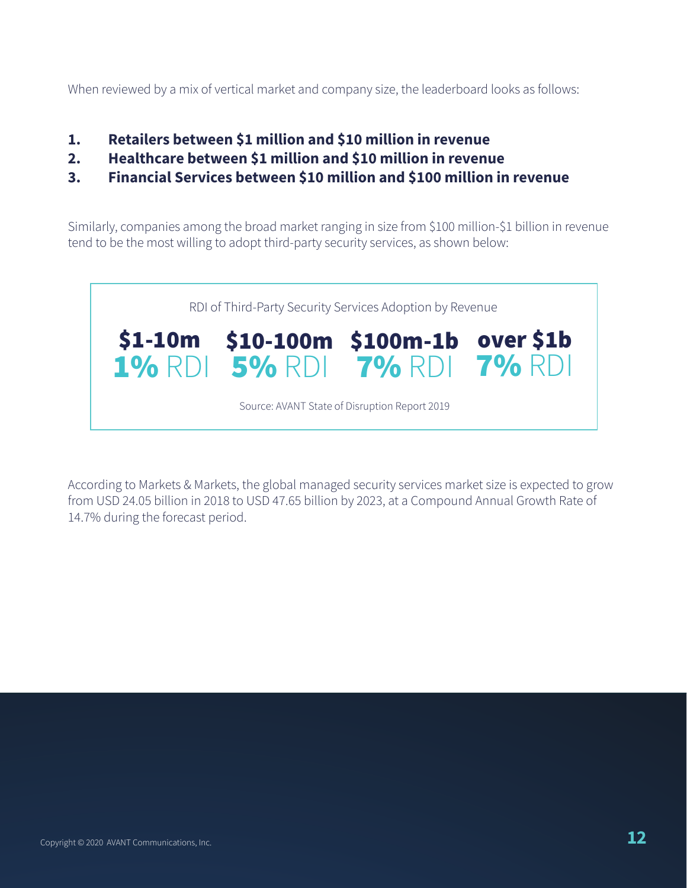When reviewed by a mix of vertical market and company size, the leaderboard looks as follows:

1. **Retailers between $1 million and $10 million in revenue**
2. **Healthcare between $1 million and $10 million in revenue**
3. **Financial Services between $10 million and $100 million in revenue**

Similarly, companies among the broad market ranging in size from $100 million-$1 billion in revenue tend to be the most willing to adopt third-party security services, as shown below:

RDI of Third-Party Security Services Adoption by Revenue

| $1-10m | $10-100m | $100m-1b | over $1b |
| --- | --- | --- | --- |
| **1%** RDI | **5%** RDI | **7%** RDI | **7%** RDI |

Source: AVANT State of Disruption Report 2019

According to Markets & Markets, the global managed security services market size is expected to grow from USD 24.05 billion in 2018 to USD 47.65 billion by 2023, at a Compound Annual Growth Rate of 14.7% during the forecast period.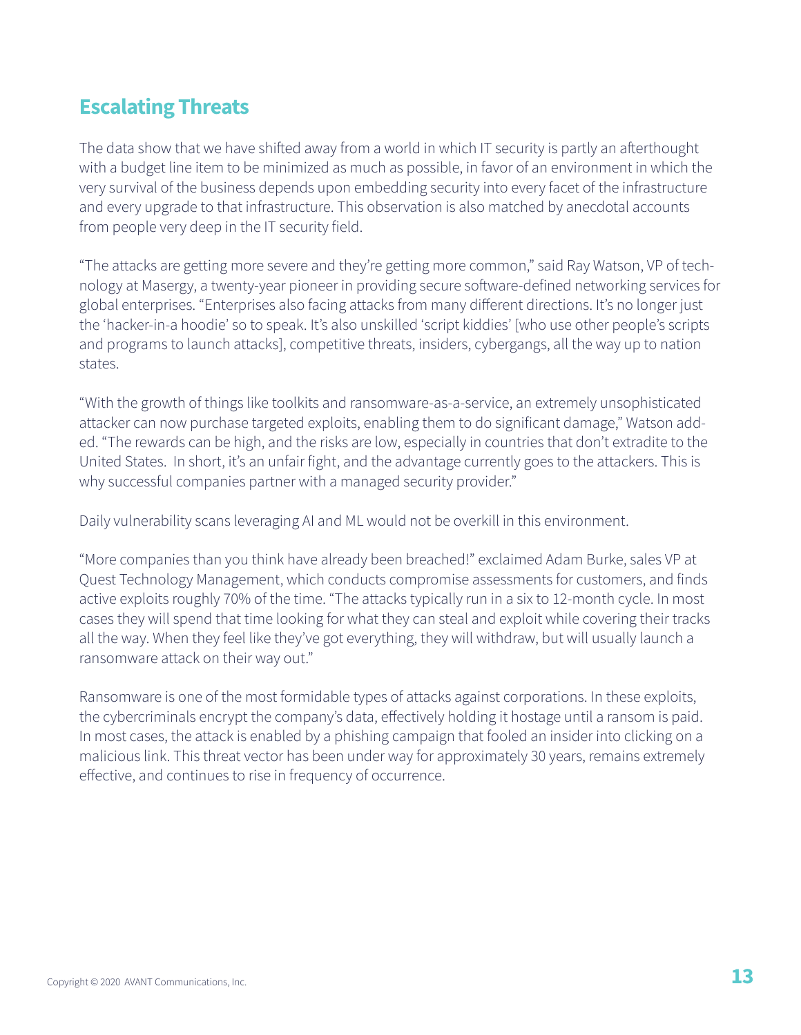## Escalating Threats

The data show that we have shifted away from a world in which IT security is partly an afterthought with a budget line item to be minimized as much as possible, in favor of an environment in which the very survival of the business depends upon embedding security into every facet of the infrastructure and every upgrade to that infrastructure. This observation is also matched by anecdotal accounts from people very deep in the IT security field.

"The attacks are getting more severe and they're getting more common," said Ray Watson, VP of technology at Masergy, a twenty-year pioneer in providing secure software-defined networking services for global enterprises. "Enterprises also facing attacks from many different directions. It's no longer just the 'hacker-in-a hoodie' so to speak. It's also unskilled 'script kiddies' [who use other people's scripts and programs to launch attacks], competitive threats, insiders, cybergangs, all the way up to nation states.

"With the growth of things like toolkits and ransomware-as-a-service, an extremely unsophisticated attacker can now purchase targeted exploits, enabling them to do significant damage," Watson added. "The rewards can be high, and the risks are low, especially in countries that don't extradite to the United States. In short, it's an unfair fight, and the advantage currently goes to the attackers. This is why successful companies partner with a managed security provider."

Daily vulnerability scans leveraging AI and ML would not be overkill in this environment.

"More companies than you think have already been breached!" exclaimed Adam Burke, sales VP at Quest Technology Management, which conducts compromise assessments for customers, and finds active exploits roughly 70% of the time. "The attacks typically run in a six to 12-month cycle. In most cases they will spend that time looking for what they can steal and exploit while covering their tracks all the way. When they feel like they've got everything, they will withdraw, but will usually launch a ransomware attack on their way out."

Ransomware is one of the most formidable types of attacks against corporations. In these exploits, the cybercriminals encrypt the company's data, effectively holding it hostage until a ransom is paid. In most cases, the attack is enabled by a phishing campaign that fooled an insider into clicking on a malicious link. This threat vector has been under way for approximately 30 years, remains extremely effective, and continues to rise in frequency of occurrence.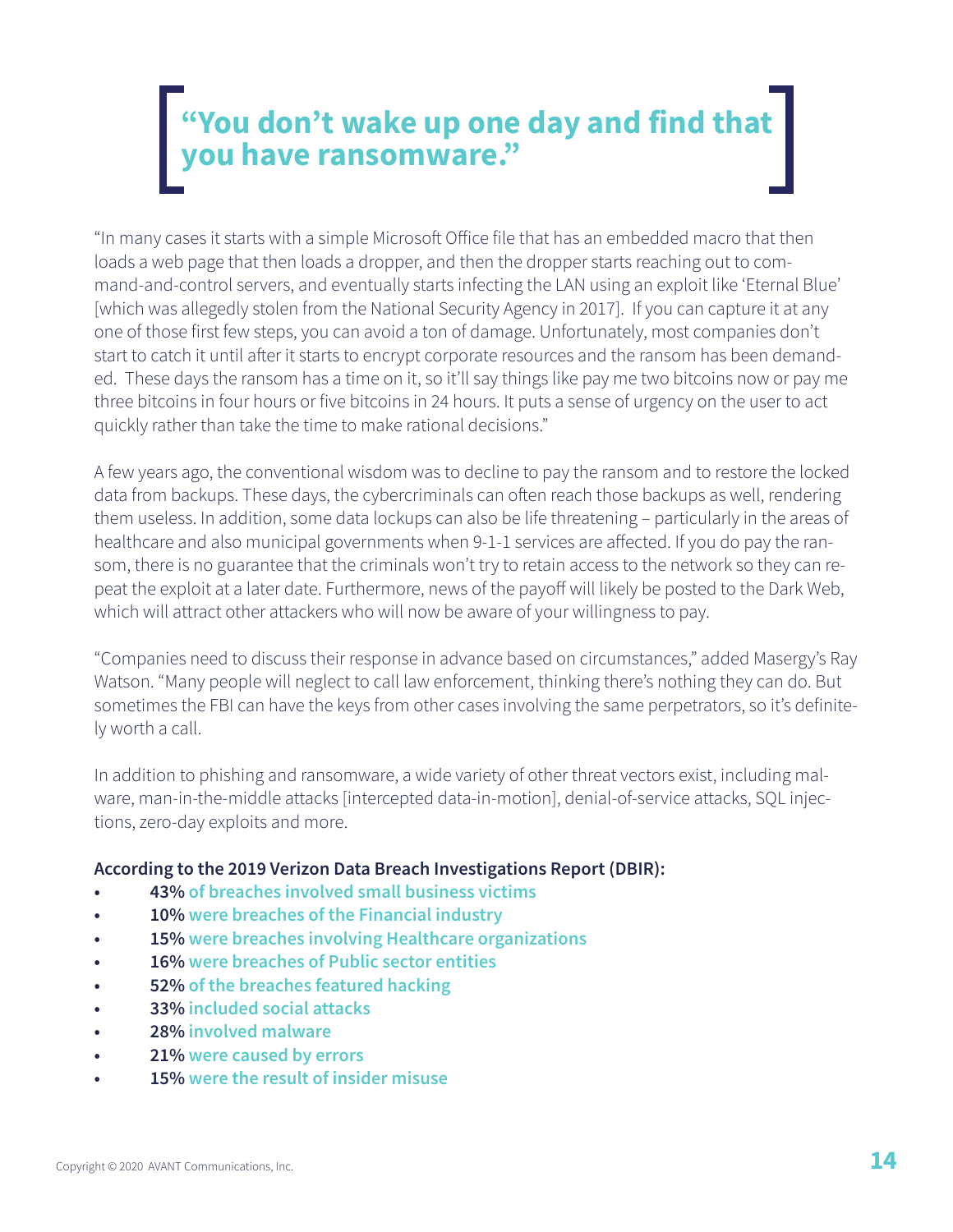# "You don't wake up one day and find that you have ransomware."

"In many cases it starts with a simple Microsoft Office file that has an embedded macro that then loads a web page that then loads a dropper, and then the dropper starts reaching out to command-and-control servers, and eventually starts infecting the LAN using an exploit like 'Eternal Blue' [which was allegedly stolen from the National Security Agency in 2017]. If you can capture it at any one of those first few steps, you can avoid a ton of damage. Unfortunately, most companies don't start to catch it until after it starts to encrypt corporate resources and the ransom has been demanded. These days the ransom has a time on it, so it'll say things like pay me two bitcoins now or pay me three bitcoins in four hours or five bitcoins in 24 hours. It puts a sense of urgency on the user to act quickly rather than take the time to make rational decisions."

A few years ago, the conventional wisdom was to decline to pay the ransom and to restore the locked data from backups. These days, the cybercriminals can often reach those backups as well, rendering them useless. In addition, some data lockups can also be life threatening – particularly in the areas of healthcare and also municipal governments when 9-1-1 services are affected. If you do pay the ransom, there is no guarantee that the criminals won't try to retain access to the network so they can repeat the exploit at a later date. Furthermore, news of the payoff will likely be posted to the Dark Web, which will attract other attackers who will now be aware of your willingness to pay.

"Companies need to discuss their response in advance based on circumstances," added Masergy's Ray Watson. "Many people will neglect to call law enforcement, thinking there's nothing they can do. But sometimes the FBI can have the keys from other cases involving the same perpetrators, so it's definitely worth a call.

In addition to phishing and ransomware, a wide variety of other threat vectors exist, including malware, man-in-the-middle attacks [intercepted data-in-motion], denial-of-service attacks, SQL injections, zero-day exploits and more.

**According to the 2019 Verizon Data Breach Investigations Report (DBIR):**

- **43%** of breaches involved small business victims
- **10%** were breaches of the Financial industry
- **15%** were breaches involving Healthcare organizations
- **16%** were breaches of Public sector entities
- **52%** of the breaches featured hacking
- **33%** included social attacks
- **28%** involved malware
- **21%** were caused by errors
- **15%** were the result of insider misuse

Copyright © 2020 AVANT Communications, Inc.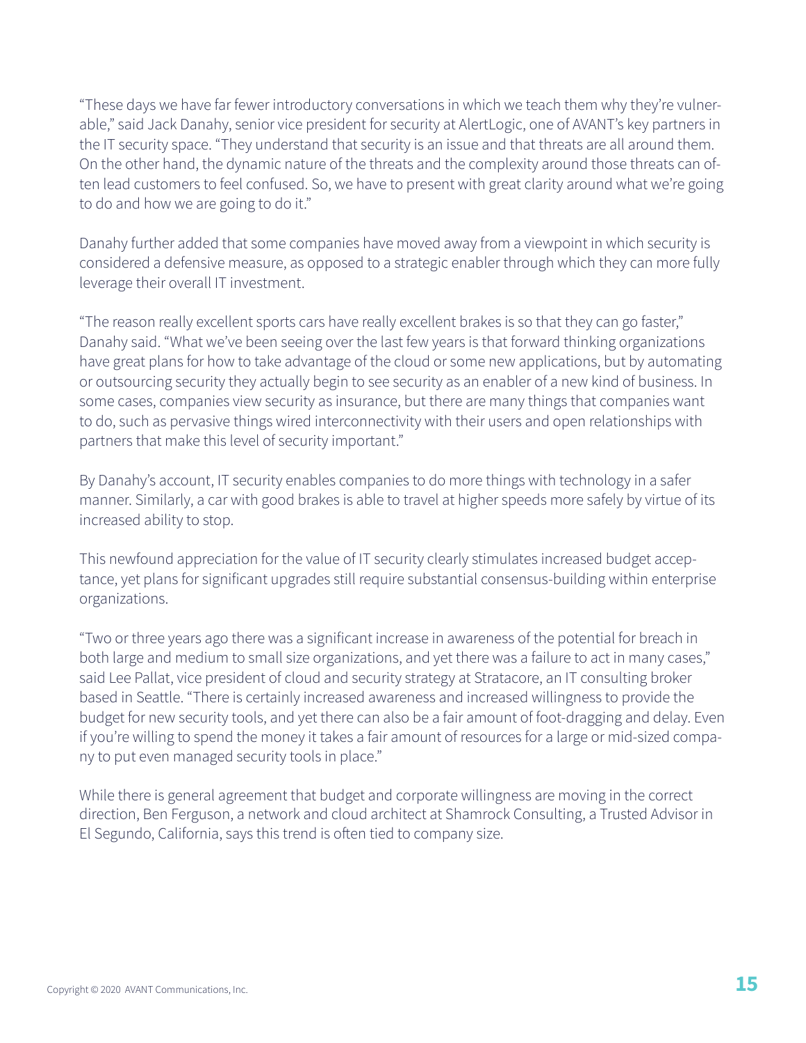"These days we have far fewer introductory conversations in which we teach them why they're vulnerable," said Jack Danahy, senior vice president for security at AlertLogic, one of AVANT's key partners in the IT security space. "They understand that security is an issue and that threats are all around them. On the other hand, the dynamic nature of the threats and the complexity around those threats can often lead customers to feel confused. So, we have to present with great clarity around what we're going to do and how we are going to do it."

Danahy further added that some companies have moved away from a viewpoint in which security is considered a defensive measure, as opposed to a strategic enabler through which they can more fully leverage their overall IT investment.

"The reason really excellent sports cars have really excellent brakes is so that they can go faster," Danahy said. "What we've been seeing over the last few years is that forward thinking organizations have great plans for how to take advantage of the cloud or some new applications, but by automating or outsourcing security they actually begin to see security as an enabler of a new kind of business. In some cases, companies view security as insurance, but there are many things that companies want to do, such as pervasive things wired interconnectivity with their users and open relationships with partners that make this level of security important."

By Danahy's account, IT security enables companies to do more things with technology in a safer manner. Similarly, a car with good brakes is able to travel at higher speeds more safely by virtue of its increased ability to stop.

This newfound appreciation for the value of IT security clearly stimulates increased budget acceptance, yet plans for significant upgrades still require substantial consensus-building within enterprise organizations.

"Two or three years ago there was a significant increase in awareness of the potential for breach in both large and medium to small size organizations, and yet there was a failure to act in many cases," said Lee Pallat, vice president of cloud and security strategy at Stratacore, an IT consulting broker based in Seattle. "There is certainly increased awareness and increased willingness to provide the budget for new security tools, and yet there can also be a fair amount of foot-dragging and delay. Even if you're willing to spend the money it takes a fair amount of resources for a large or mid-sized company to put even managed security tools in place."

While there is general agreement that budget and corporate willingness are moving in the correct direction, Ben Ferguson, a network and cloud architect at Shamrock Consulting, a Trusted Advisor in El Segundo, California, says this trend is often tied to company size.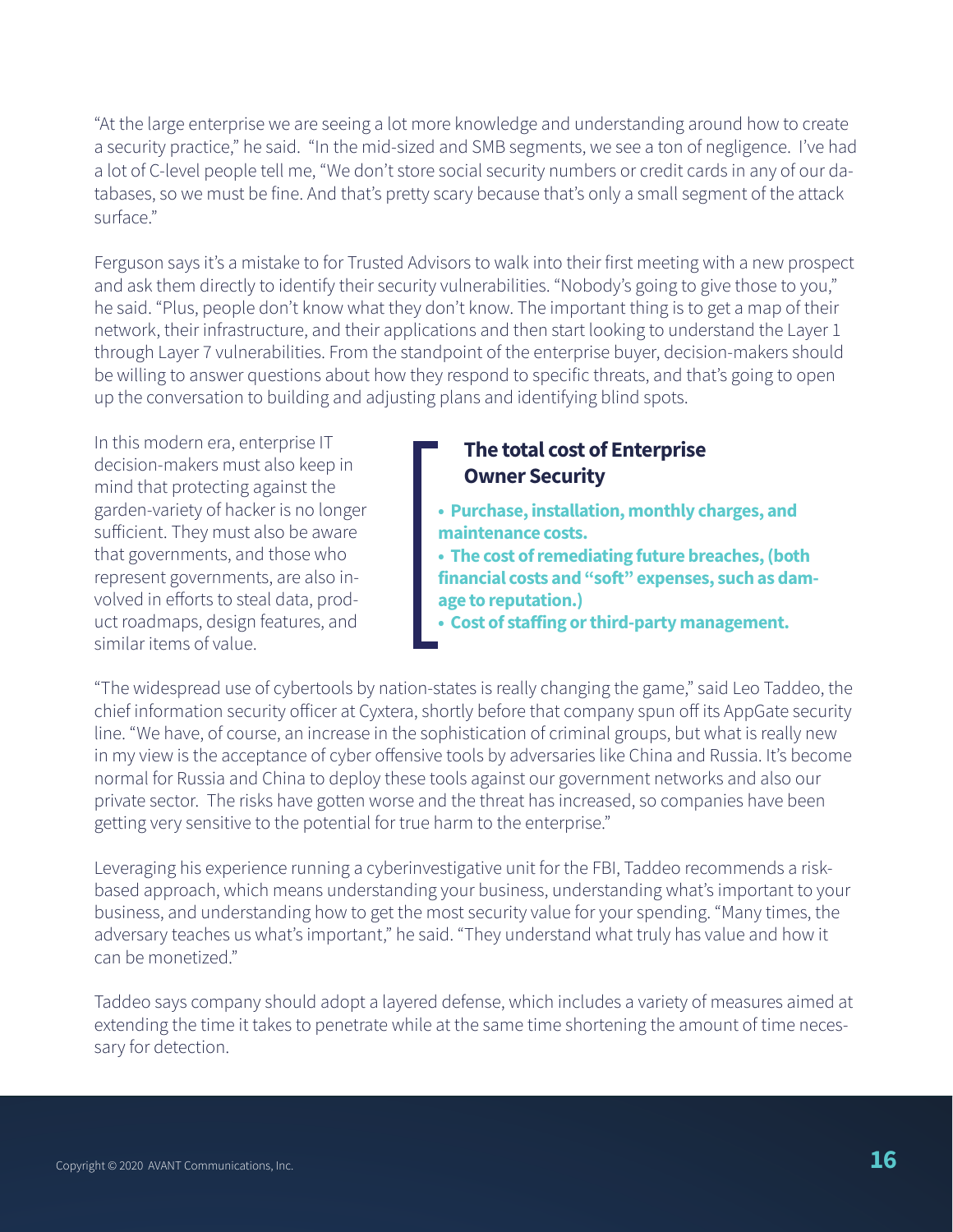"At the large enterprise we are seeing a lot more knowledge and understanding around how to create a security practice," he said. "In the mid-sized and SMB segments, we see a ton of negligence. I've had a lot of C-level people tell me, "We don't store social security numbers or credit cards in any of our databases, so we must be fine. And that's pretty scary because that's only a small segment of the attack surface."

Ferguson says it's a mistake to for Trusted Advisors to walk into their first meeting with a new prospect and ask them directly to identify their security vulnerabilities. "Nobody's going to give those to you," he said. "Plus, people don't know what they don't know. The important thing is to get a map of their network, their infrastructure, and their applications and then start looking to understand the Layer 1 through Layer 7 vulnerabilities. From the standpoint of the enterprise buyer, decision-makers should be willing to answer questions about how they respond to specific threats, and that's going to open up the conversation to building and adjusting plans and identifying blind spots.

In this modern era, enterprise IT decision-makers must also keep in mind that protecting against the garden-variety of hacker is no longer sufficient. They must also be aware that governments, and those who represent governments, are also involved in efforts to steal data, product roadmaps, design features, and similar items of value.

### The total cost of Enterprise Owner Security

- **Purchase, installation, monthly charges, and maintenance costs.**
- **The cost of remediating future breaches, (both financial costs and "soft" expenses, such as damage to reputation.)**
- **Cost of staffing or third-party management.**

"The widespread use of cybertools by nation-states is really changing the game," said Leo Taddeo, the chief information security officer at Cyxtera, shortly before that company spun off its AppGate security line. "We have, of course, an increase in the sophistication of criminal groups, but what is really new in my view is the acceptance of cyber offensive tools by adversaries like China and Russia. It's become normal for Russia and China to deploy these tools against our government networks and also our private sector. The risks have gotten worse and the threat has increased, so companies have been getting very sensitive to the potential for true harm to the enterprise."

Leveraging his experience running a cyberinvestigative unit for the FBI, Taddeo recommends a risk-based approach, which means understanding your business, understanding what's important to your business, and understanding how to get the most security value for your spending. "Many times, the adversary teaches us what's important," he said. "They understand what truly has value and how it can be monetized."

Taddeo says company should adopt a layered defense, which includes a variety of measures aimed at extending the time it takes to penetrate while at the same time shortening the amount of time necessary for detection.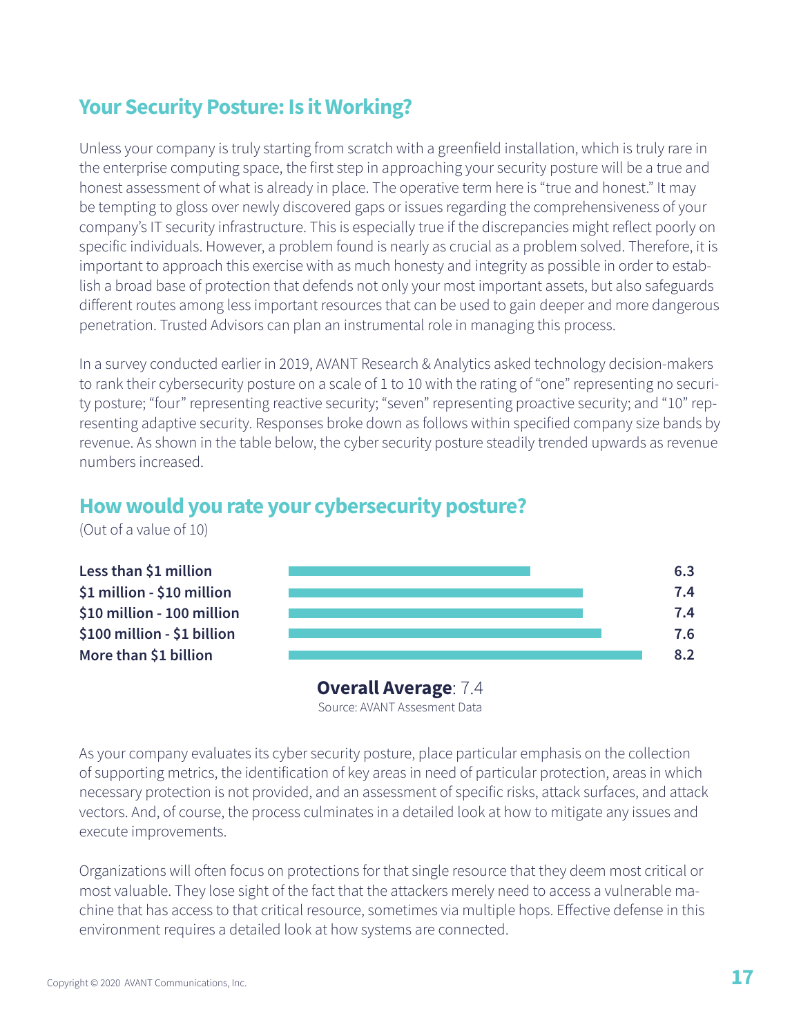## Your Security Posture: Is it Working?

Unless your company is truly starting from scratch with a greenfield installation, which is truly rare in the enterprise computing space, the first step in approaching your security posture will be a true and honest assessment of what is already in place. The operative term here is "true and honest." It may be tempting to gloss over newly discovered gaps or issues regarding the comprehensiveness of your company's IT security infrastructure. This is especially true if the discrepancies might reflect poorly on specific individuals. However, a problem found is nearly as crucial as a problem solved. Therefore, it is important to approach this exercise with as much honesty and integrity as possible in order to establish a broad base of protection that defends not only your most important assets, but also safeguards different routes among less important resources that can be used to gain deeper and more dangerous penetration. Trusted Advisors can plan an instrumental role in managing this process.

In a survey conducted earlier in 2019, AVANT Research & Analytics asked technology decision-makers to rank their cybersecurity posture on a scale of 1 to 10 with the rating of "one" representing no security posture; "four" representing reactive security; "seven" representing proactive security; and "10" representing adaptive security. Responses broke down as follows within specified company size bands by revenue. As shown in the table below, the cyber security posture steadily trended upwards as revenue numbers increased.

## How would you rate your cybersecurity posture?

(Out of a value of 10)

| Company revenue | Rating |
|---|---|
| **Less than $1 million** | 6.3 |
| **$1 million - $10 million** | 7.4 |
| **$10 million - 100 million** | 7.4 |
| **$100 million - $1 billion** | 7.6 |
| **More than $1 billion** | 8.2 |

**Overall Average**: 7.4

Source: AVANT Assesment Data

As your company evaluates its cyber security posture, place particular emphasis on the collection of supporting metrics, the identification of key areas in need of particular protection, areas in which necessary protection is not provided, and an assessment of specific risks, attack surfaces, and attack vectors. And, of course, the process culminates in a detailed look at how to mitigate any issues and execute improvements.

Organizations will often focus on protections for that single resource that they deem most critical or most valuable. They lose sight of the fact that the attackers merely need to access a vulnerable machine that has access to that critical resource, sometimes via multiple hops. Effective defense in this environment requires a detailed look at how systems are connected.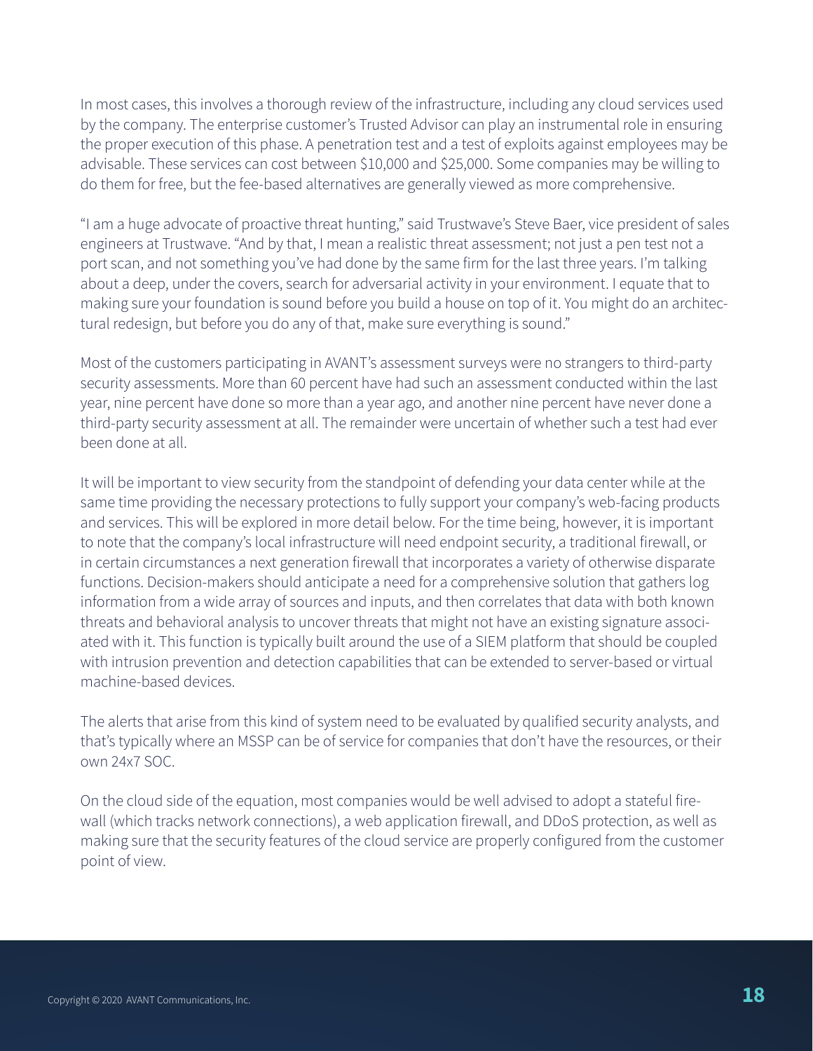In most cases, this involves a thorough review of the infrastructure, including any cloud services used by the company. The enterprise customer's Trusted Advisor can play an instrumental role in ensuring the proper execution of this phase. A penetration test and a test of exploits against employees may be advisable. These services can cost between $10,000 and $25,000. Some companies may be willing to do them for free, but the fee-based alternatives are generally viewed as more comprehensive.

"I am a huge advocate of proactive threat hunting," said Trustwave's Steve Baer, vice president of sales engineers at Trustwave. "And by that, I mean a realistic threat assessment; not just a pen test not a port scan, and not something you've had done by the same firm for the last three years. I'm talking about a deep, under the covers, search for adversarial activity in your environment. I equate that to making sure your foundation is sound before you build a house on top of it. You might do an architectural redesign, but before you do any of that, make sure everything is sound."

Most of the customers participating in AVANT's assessment surveys were no strangers to third-party security assessments. More than 60 percent have had such an assessment conducted within the last year, nine percent have done so more than a year ago, and another nine percent have never done a third-party security assessment at all. The remainder were uncertain of whether such a test had ever been done at all.

It will be important to view security from the standpoint of defending your data center while at the same time providing the necessary protections to fully support your company's web-facing products and services. This will be explored in more detail below. For the time being, however, it is important to note that the company's local infrastructure will need endpoint security, a traditional firewall, or in certain circumstances a next generation firewall that incorporates a variety of otherwise disparate functions. Decision-makers should anticipate a need for a comprehensive solution that gathers log information from a wide array of sources and inputs, and then correlates that data with both known threats and behavioral analysis to uncover threats that might not have an existing signature associated with it. This function is typically built around the use of a SIEM platform that should be coupled with intrusion prevention and detection capabilities that can be extended to server-based or virtual machine-based devices.

The alerts that arise from this kind of system need to be evaluated by qualified security analysts, and that's typically where an MSSP can be of service for companies that don't have the resources, or their own 24x7 SOC.

On the cloud side of the equation, most companies would be well advised to adopt a stateful firewall (which tracks network connections), a web application firewall, and DDoS protection, as well as making sure that the security features of the cloud service are properly configured from the customer point of view.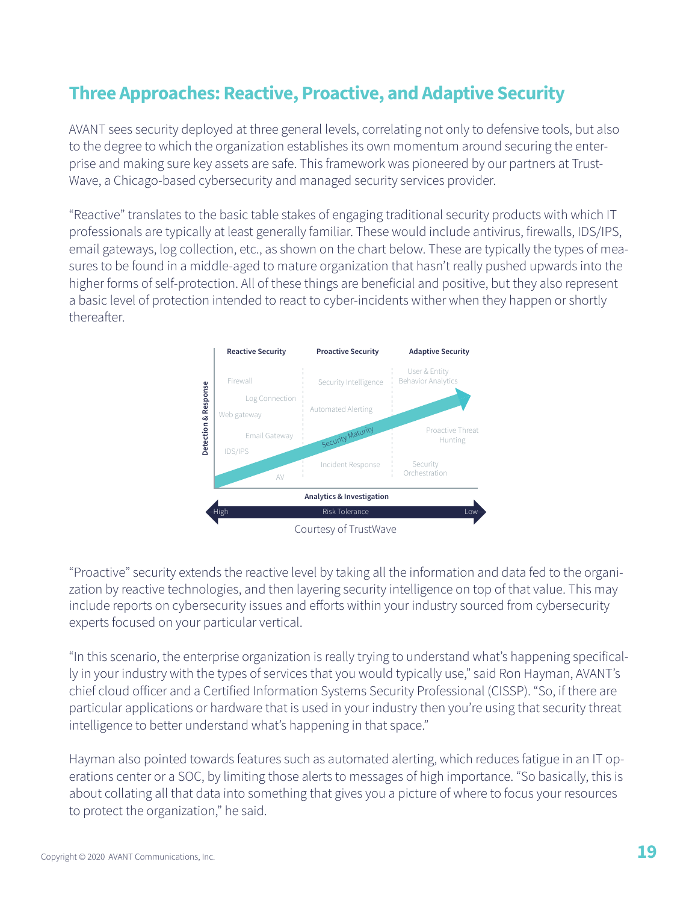## Three Approaches: Reactive, Proactive, and Adaptive Security

AVANT sees security deployed at three general levels, correlating not only to defensive tools, but also to the degree to which the organization establishes its own momentum around securing the enterprise and making sure key assets are safe. This framework was pioneered by our partners at TrustWave, a Chicago-based cybersecurity and managed security services provider.

“Reactive” translates to the basic table stakes of engaging traditional security products with which IT professionals are typically at least generally familiar. These would include antivirus, firewalls, IDS/IPS, email gateways, log collection, etc., as shown on the chart below. These are typically the types of measures to be found in a middle-aged to mature organization that hasn’t really pushed upwards into the higher forms of self-protection. All of these things are beneficial and positive, but they also represent a basic level of protection intended to react to cyber-incidents wither when they happen or shortly thereafter.

Courtesy of TrustWave

“Proactive” security extends the reactive level by taking all the information and data fed to the organization by reactive technologies, and then layering security intelligence on top of that value. This may include reports on cybersecurity issues and efforts within your industry sourced from cybersecurity experts focused on your particular vertical.

“In this scenario, the enterprise organization is really trying to understand what’s happening specifically in your industry with the types of services that you would typically use,” said Ron Hayman, AVANT’s chief cloud officer and a Certified Information Systems Security Professional (CISSP). “So, if there are particular applications or hardware that is used in your industry then you’re using that security threat intelligence to better understand what’s happening in that space.”

Hayman also pointed towards features such as automated alerting, which reduces fatigue in an IT operations center or a SOC, by limiting those alerts to messages of high importance. “So basically, this is about collating all that data into something that gives you a picture of where to focus your resources to protect the organization,” he said.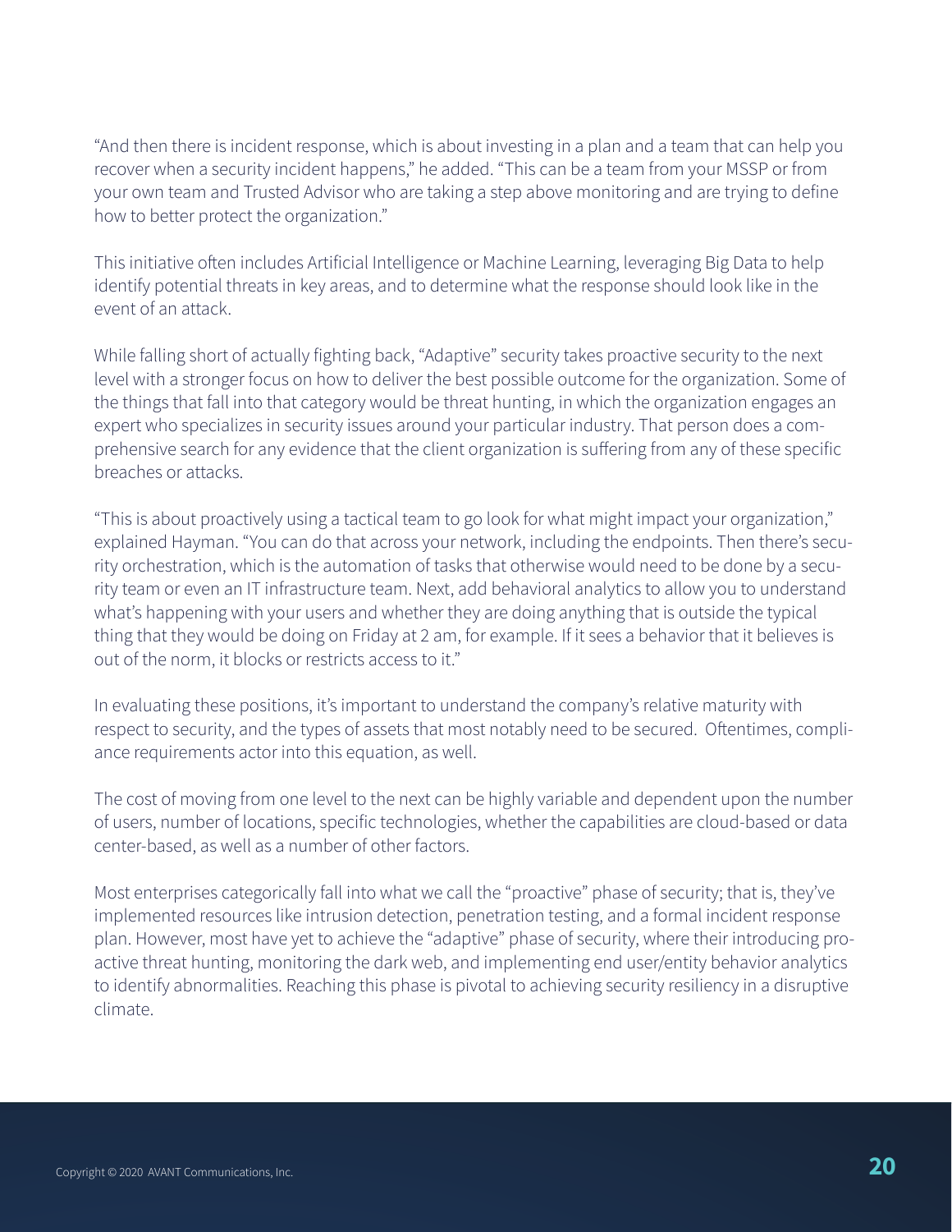"And then there is incident response, which is about investing in a plan and a team that can help you recover when a security incident happens," he added. "This can be a team from your MSSP or from your own team and Trusted Advisor who are taking a step above monitoring and are trying to define how to better protect the organization."

This initiative often includes Artificial Intelligence or Machine Learning, leveraging Big Data to help identify potential threats in key areas, and to determine what the response should look like in the event of an attack.

While falling short of actually fighting back, "Adaptive" security takes proactive security to the next level with a stronger focus on how to deliver the best possible outcome for the organization. Some of the things that fall into that category would be threat hunting, in which the organization engages an expert who specializes in security issues around your particular industry. That person does a comprehensive search for any evidence that the client organization is suffering from any of these specific breaches or attacks.

"This is about proactively using a tactical team to go look for what might impact your organization," explained Hayman. "You can do that across your network, including the endpoints. Then there's security orchestration, which is the automation of tasks that otherwise would need to be done by a security team or even an IT infrastructure team. Next, add behavioral analytics to allow you to understand what's happening with your users and whether they are doing anything that is outside the typical thing that they would be doing on Friday at 2 am, for example. If it sees a behavior that it believes is out of the norm, it blocks or restricts access to it."

In evaluating these positions, it's important to understand the company's relative maturity with respect to security, and the types of assets that most notably need to be secured. Oftentimes, compliance requirements actor into this equation, as well.

The cost of moving from one level to the next can be highly variable and dependent upon the number of users, number of locations, specific technologies, whether the capabilities are cloud-based or data center-based, as well as a number of other factors.

Most enterprises categorically fall into what we call the "proactive" phase of security; that is, they've implemented resources like intrusion detection, penetration testing, and a formal incident response plan. However, most have yet to achieve the "adaptive" phase of security, where their introducing proactive threat hunting, monitoring the dark web, and implementing end user/entity behavior analytics to identify abnormalities. Reaching this phase is pivotal to achieving security resiliency in a disruptive climate.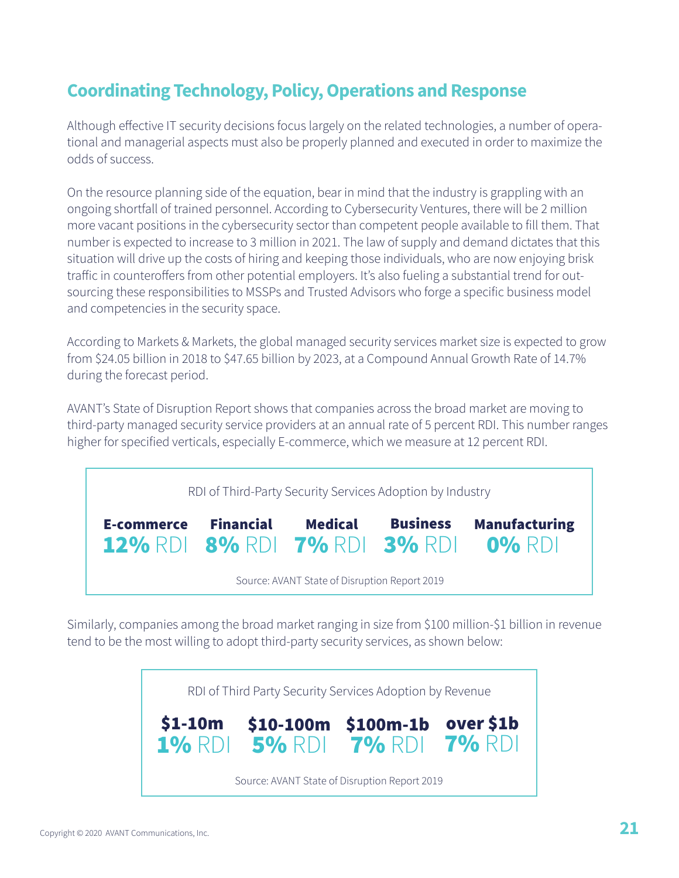## Coordinating Technology, Policy, Operations and Response

Although effective IT security decisions focus largely on the related technologies, a number of operational and managerial aspects must also be properly planned and executed in order to maximize the odds of success.

On the resource planning side of the equation, bear in mind that the industry is grappling with an ongoing shortfall of trained personnel. According to Cybersecurity Ventures, there will be 2 million more vacant positions in the cybersecurity sector than competent people available to fill them. That number is expected to increase to 3 million in 2021. The law of supply and demand dictates that this situation will drive up the costs of hiring and keeping those individuals, who are now enjoying brisk traffic in counteroffers from other potential employers. It's also fueling a substantial trend for outsourcing these responsibilities to MSSPs and Trusted Advisors who forge a specific business model and competencies in the security space.

According to Markets & Markets, the global managed security services market size is expected to grow from $24.05 billion in 2018 to $47.65 billion by 2023, at a Compound Annual Growth Rate of 14.7% during the forecast period.

AVANT's State of Disruption Report shows that companies across the broad market are moving to third-party managed security service providers at an annual rate of 5 percent RDI. This number ranges higher for specified verticals, especially E-commerce, which we measure at 12 percent RDI.

RDI of Third-Party Security Services Adoption by Industry

| E-commerce | Financial | Medical | Business | Manufacturing |
|---|---|---|---|---|
| **12%** RDI | **8%** RDI | **7%** RDI | **3%** RDI | **0%** RDI |

Source: AVANT State of Disruption Report 2019

Similarly, companies among the broad market ranging in size from $100 million-$1 billion in revenue tend to be the most willing to adopt third-party security services, as shown below:

RDI of Third Party Security Services Adoption by Revenue

| $1-10m | $10-100m | $100m-1b | over $1b |
|---|---|---|---|
| **1%** RDI | **5%** RDI | **7%** RDI | **7%** RDI |

Source: AVANT State of Disruption Report 2019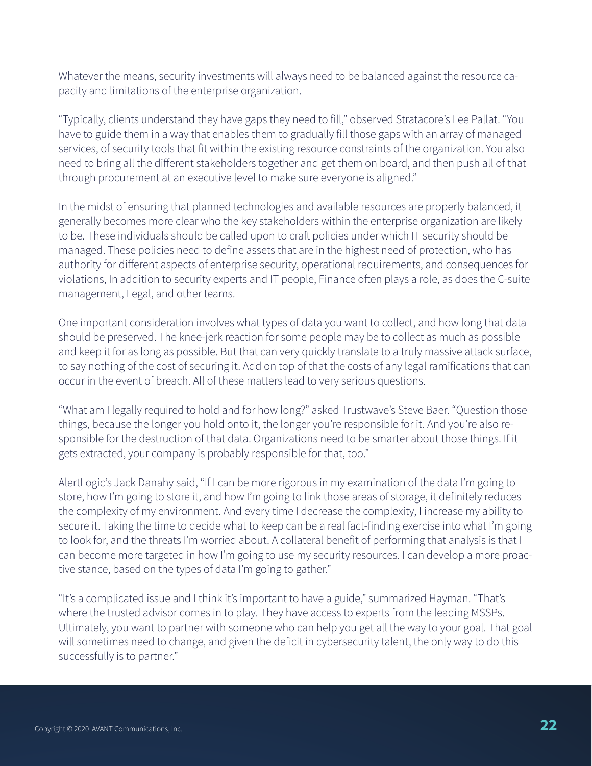Whatever the means, security investments will always need to be balanced against the resource capacity and limitations of the enterprise organization.

"Typically, clients understand they have gaps they need to fill," observed Stratacore's Lee Pallat. "You have to guide them in a way that enables them to gradually fill those gaps with an array of managed services, of security tools that fit within the existing resource constraints of the organization. You also need to bring all the different stakeholders together and get them on board, and then push all of that through procurement at an executive level to make sure everyone is aligned."

In the midst of ensuring that planned technologies and available resources are properly balanced, it generally becomes more clear who the key stakeholders within the enterprise organization are likely to be. These individuals should be called upon to craft policies under which IT security should be managed. These policies need to define assets that are in the highest need of protection, who has authority for different aspects of enterprise security, operational requirements, and consequences for violations, In addition to security experts and IT people, Finance often plays a role, as does the C-suite management, Legal, and other teams.

One important consideration involves what types of data you want to collect, and how long that data should be preserved. The knee-jerk reaction for some people may be to collect as much as possible and keep it for as long as possible. But that can very quickly translate to a truly massive attack surface, to say nothing of the cost of securing it. Add on top of that the costs of any legal ramifications that can occur in the event of breach. All of these matters lead to very serious questions.

"What am I legally required to hold and for how long?" asked Trustwave's Steve Baer. "Question those things, because the longer you hold onto it, the longer you're responsible for it. And you're also responsible for the destruction of that data. Organizations need to be smarter about those things. If it gets extracted, your company is probably responsible for that, too."

AlertLogic's Jack Danahy said, "If I can be more rigorous in my examination of the data I'm going to store, how I'm going to store it, and how I'm going to link those areas of storage, it definitely reduces the complexity of my environment. And every time I decrease the complexity, I increase my ability to secure it. Taking the time to decide what to keep can be a real fact-finding exercise into what I'm going to look for, and the threats I'm worried about. A collateral benefit of performing that analysis is that I can become more targeted in how I'm going to use my security resources. I can develop a more proactive stance, based on the types of data I'm going to gather."

"It's a complicated issue and I think it's important to have a guide," summarized Hayman. "That's where the trusted advisor comes in to play. They have access to experts from the leading MSSPs. Ultimately, you want to partner with someone who can help you get all the way to your goal. That goal will sometimes need to change, and given the deficit in cybersecurity talent, the only way to do this successfully is to partner."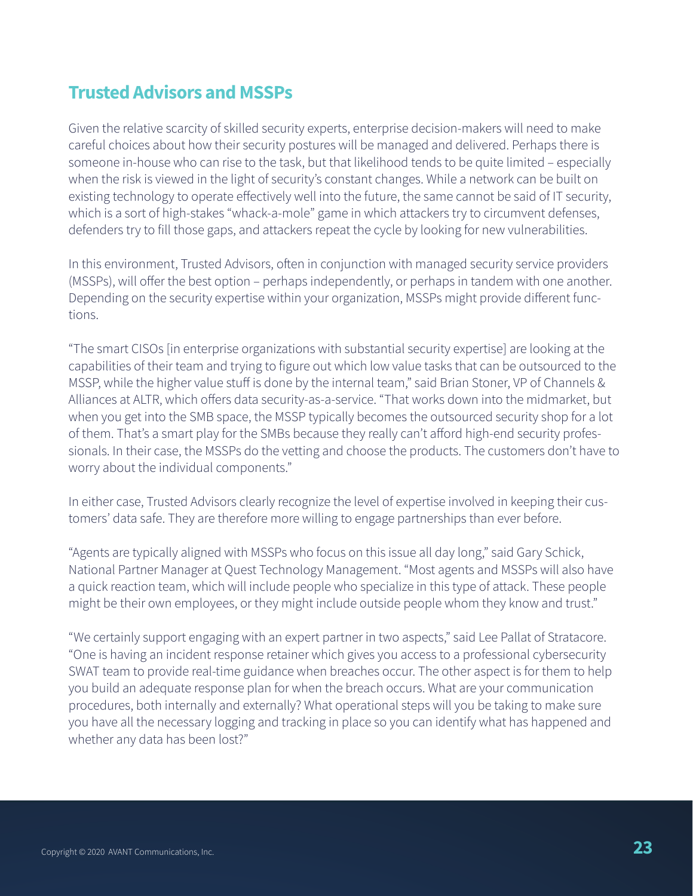## Trusted Advisors and MSSPs

Given the relative scarcity of skilled security experts, enterprise decision-makers will need to make careful choices about how their security postures will be managed and delivered. Perhaps there is someone in-house who can rise to the task, but that likelihood tends to be quite limited – especially when the risk is viewed in the light of security's constant changes. While a network can be built on existing technology to operate effectively well into the future, the same cannot be said of IT security, which is a sort of high-stakes "whack-a-mole" game in which attackers try to circumvent defenses, defenders try to fill those gaps, and attackers repeat the cycle by looking for new vulnerabilities.

In this environment, Trusted Advisors, often in conjunction with managed security service providers (MSSPs), will offer the best option – perhaps independently, or perhaps in tandem with one another. Depending on the security expertise within your organization, MSSPs might provide different functions.

"The smart CISOs [in enterprise organizations with substantial security expertise] are looking at the capabilities of their team and trying to figure out which low value tasks that can be outsourced to the MSSP, while the higher value stuff is done by the internal team," said Brian Stoner, VP of Channels & Alliances at ALTR, which offers data security-as-a-service. "That works down into the midmarket, but when you get into the SMB space, the MSSP typically becomes the outsourced security shop for a lot of them. That's a smart play for the SMBs because they really can't afford high-end security professionals. In their case, the MSSPs do the vetting and choose the products. The customers don't have to worry about the individual components."

In either case, Trusted Advisors clearly recognize the level of expertise involved in keeping their customers' data safe. They are therefore more willing to engage partnerships than ever before.

"Agents are typically aligned with MSSPs who focus on this issue all day long," said Gary Schick, National Partner Manager at Quest Technology Management. "Most agents and MSSPs will also have a quick reaction team, which will include people who specialize in this type of attack. These people might be their own employees, or they might include outside people whom they know and trust."

"We certainly support engaging with an expert partner in two aspects," said Lee Pallat of Stratacore. "One is having an incident response retainer which gives you access to a professional cybersecurity SWAT team to provide real-time guidance when breaches occur. The other aspect is for them to help you build an adequate response plan for when the breach occurs. What are your communication procedures, both internally and externally? What operational steps will you be taking to make sure you have all the necessary logging and tracking in place so you can identify what has happened and whether any data has been lost?"

Copyright © 2020 AVANT Communications, Inc.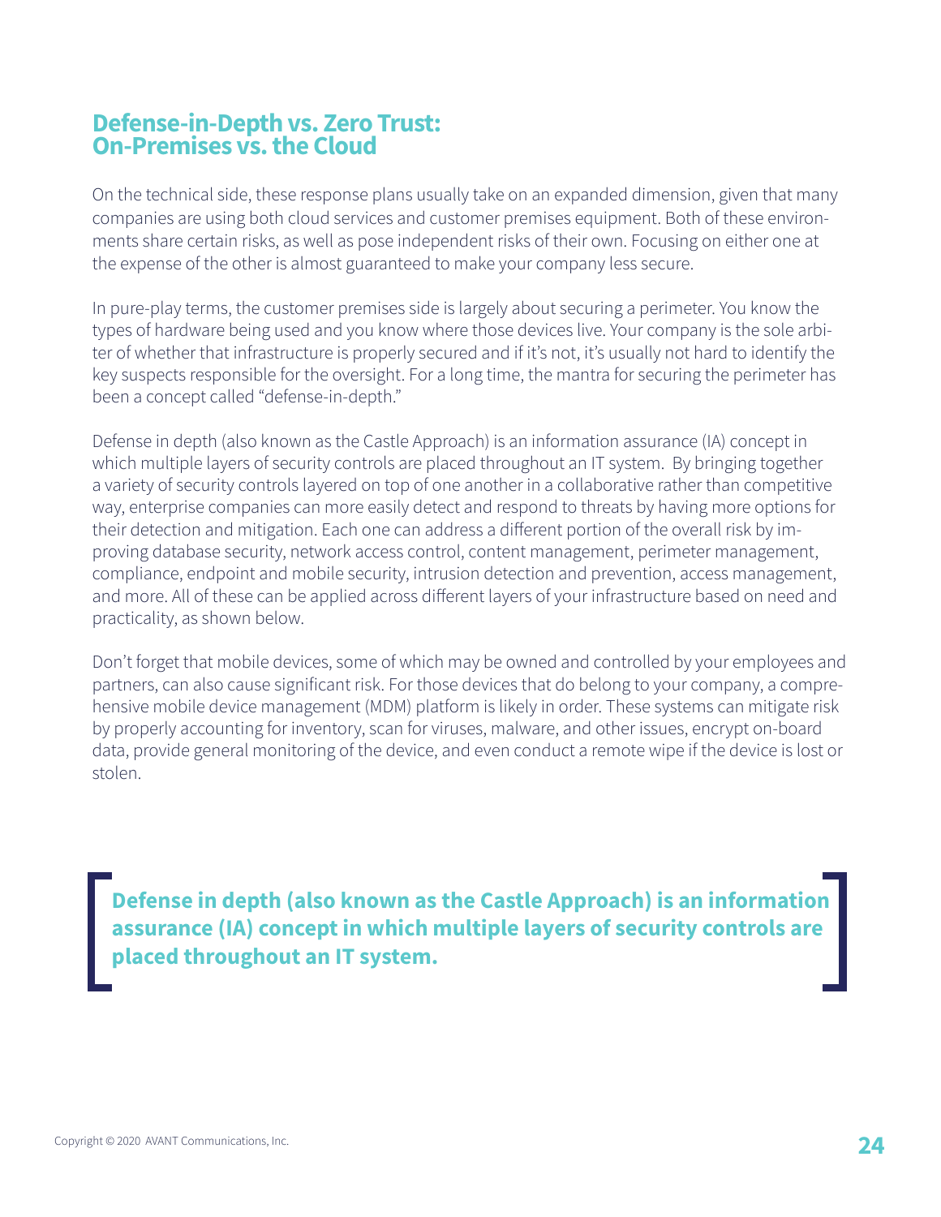## Defense-in-Depth vs. Zero Trust: On-Premises vs. the Cloud

On the technical side, these response plans usually take on an expanded dimension, given that many companies are using both cloud services and customer premises equipment. Both of these environments share certain risks, as well as pose independent risks of their own. Focusing on either one at the expense of the other is almost guaranteed to make your company less secure.

In pure-play terms, the customer premises side is largely about securing a perimeter. You know the types of hardware being used and you know where those devices live. Your company is the sole arbiter of whether that infrastructure is properly secured and if it's not, it's usually not hard to identify the key suspects responsible for the oversight. For a long time, the mantra for securing the perimeter has been a concept called "defense-in-depth."

Defense in depth (also known as the Castle Approach) is an information assurance (IA) concept in which multiple layers of security controls are placed throughout an IT system. By bringing together a variety of security controls layered on top of one another in a collaborative rather than competitive way, enterprise companies can more easily detect and respond to threats by having more options for their detection and mitigation. Each one can address a different portion of the overall risk by improving database security, network access control, content management, perimeter management, compliance, endpoint and mobile security, intrusion detection and prevention, access management, and more. All of these can be applied across different layers of your infrastructure based on need and practicality, as shown below.

Don't forget that mobile devices, some of which may be owned and controlled by your employees and partners, can also cause significant risk. For those devices that do belong to your company, a comprehensive mobile device management (MDM) platform is likely in order. These systems can mitigate risk by properly accounting for inventory, scan for viruses, malware, and other issues, encrypt on-board data, provide general monitoring of the device, and even conduct a remote wipe if the device is lost or stolen.

> **Defense in depth (also known as the Castle Approach) is an information assurance (IA) concept in which multiple layers of security controls are placed throughout an IT system.**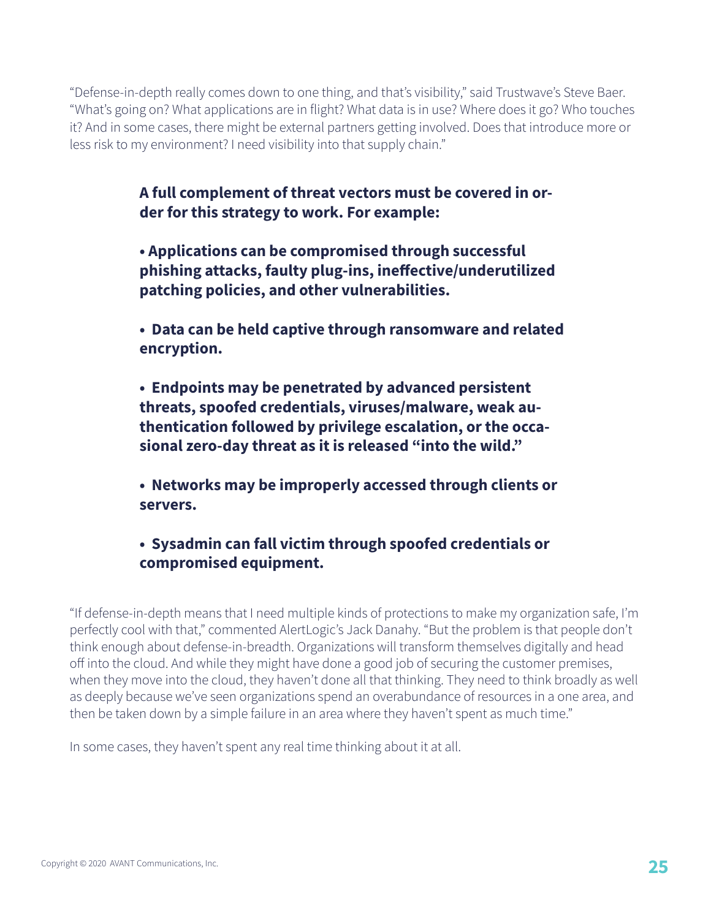"Defense-in-depth really comes down to one thing, and that's visibility," said Trustwave's Steve Baer. "What's going on? What applications are in flight? What data is in use? Where does it go? Who touches it? And in some cases, there might be external partners getting involved. Does that introduce more or less risk to my environment? I need visibility into that supply chain."

**A full complement of threat vectors must be covered in order for this strategy to work. For example:**

- **Applications can be compromised through successful phishing attacks, faulty plug-ins, ineffective/underutilized patching policies, and other vulnerabilities.**
- **Data can be held captive through ransomware and related encryption.**
- **Endpoints may be penetrated by advanced persistent threats, spoofed credentials, viruses/malware, weak authentication followed by privilege escalation, or the occasional zero-day threat as it is released "into the wild."**
- **Networks may be improperly accessed through clients or servers.**
- **Sysadmin can fall victim through spoofed credentials or compromised equipment.**

"If defense-in-depth means that I need multiple kinds of protections to make my organization safe, I'm perfectly cool with that," commented AlertLogic's Jack Danahy. "But the problem is that people don't think enough about defense-in-breadth. Organizations will transform themselves digitally and head off into the cloud. And while they might have done a good job of securing the customer premises, when they move into the cloud, they haven't done all that thinking. They need to think broadly as well as deeply because we've seen organizations spend an overabundance of resources in a one area, and then be taken down by a simple failure in an area where they haven't spent as much time."

In some cases, they haven't spent any real time thinking about it at all.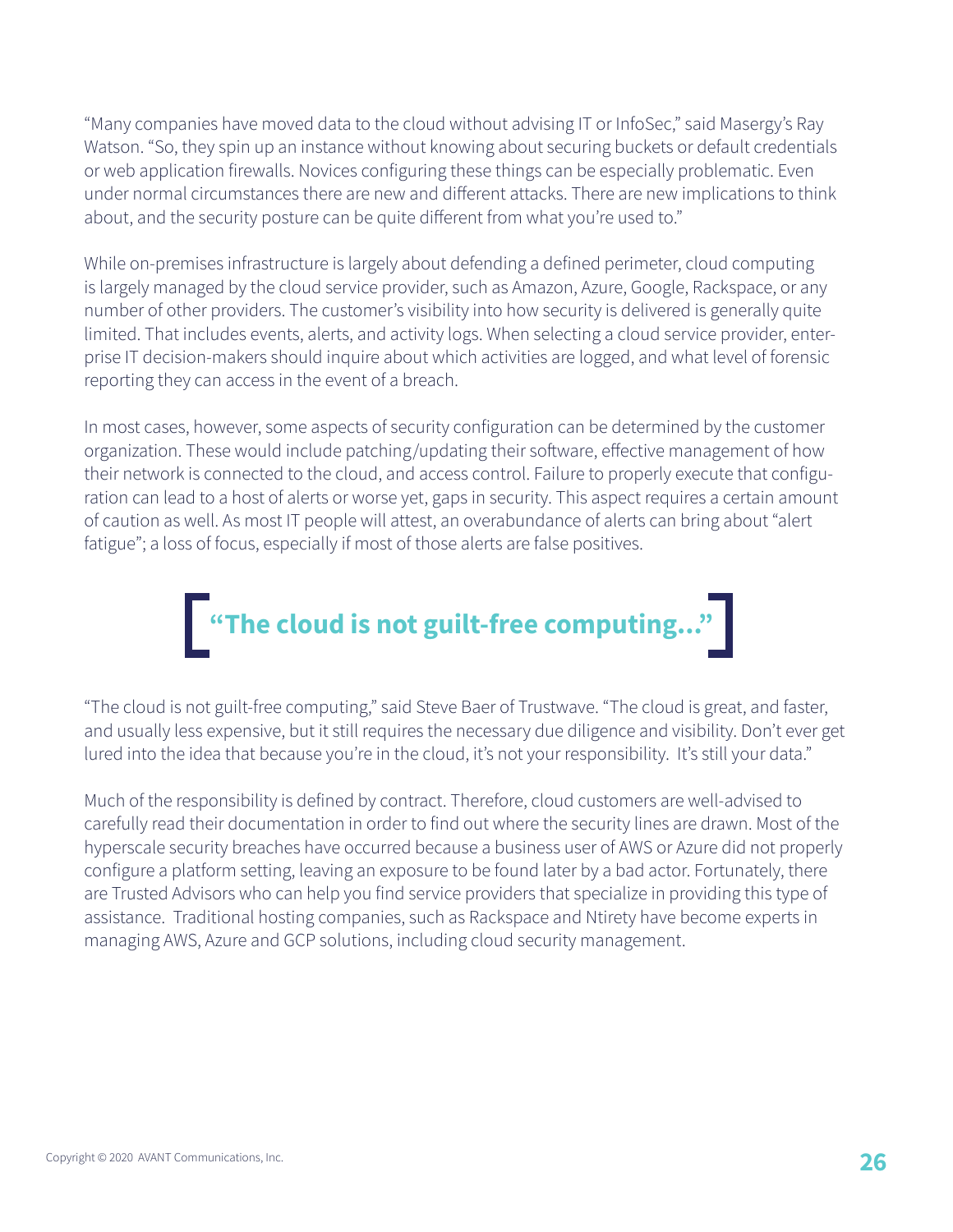"Many companies have moved data to the cloud without advising IT or InfoSec," said Masergy's Ray Watson. "So, they spin up an instance without knowing about securing buckets or default credentials or web application firewalls. Novices configuring these things can be especially problematic. Even under normal circumstances there are new and different attacks. There are new implications to think about, and the security posture can be quite different from what you're used to."

While on-premises infrastructure is largely about defending a defined perimeter, cloud computing is largely managed by the cloud service provider, such as Amazon, Azure, Google, Rackspace, or any number of other providers. The customer's visibility into how security is delivered is generally quite limited. That includes events, alerts, and activity logs. When selecting a cloud service provider, enterprise IT decision-makers should inquire about which activities are logged, and what level of forensic reporting they can access in the event of a breach.

In most cases, however, some aspects of security configuration can be determined by the customer organization. These would include patching/updating their software, effective management of how their network is connected to the cloud, and access control. Failure to properly execute that configuration can lead to a host of alerts or worse yet, gaps in security. This aspect requires a certain amount of caution as well. As most IT people will attest, an overabundance of alerts can bring about "alert fatigue"; a loss of focus, especially if most of those alerts are false positives.

> **"The cloud is not guilt-free computing..."**

"The cloud is not guilt-free computing," said Steve Baer of Trustwave. "The cloud is great, and faster, and usually less expensive, but it still requires the necessary due diligence and visibility. Don't ever get lured into the idea that because you're in the cloud, it's not your responsibility. It's still your data."

Much of the responsibility is defined by contract. Therefore, cloud customers are well-advised to carefully read their documentation in order to find out where the security lines are drawn. Most of the hyperscale security breaches have occurred because a business user of AWS or Azure did not properly configure a platform setting, leaving an exposure to be found later by a bad actor. Fortunately, there are Trusted Advisors who can help you find service providers that specialize in providing this type of assistance. Traditional hosting companies, such as Rackspace and Ntirety have become experts in managing AWS, Azure and GCP solutions, including cloud security management.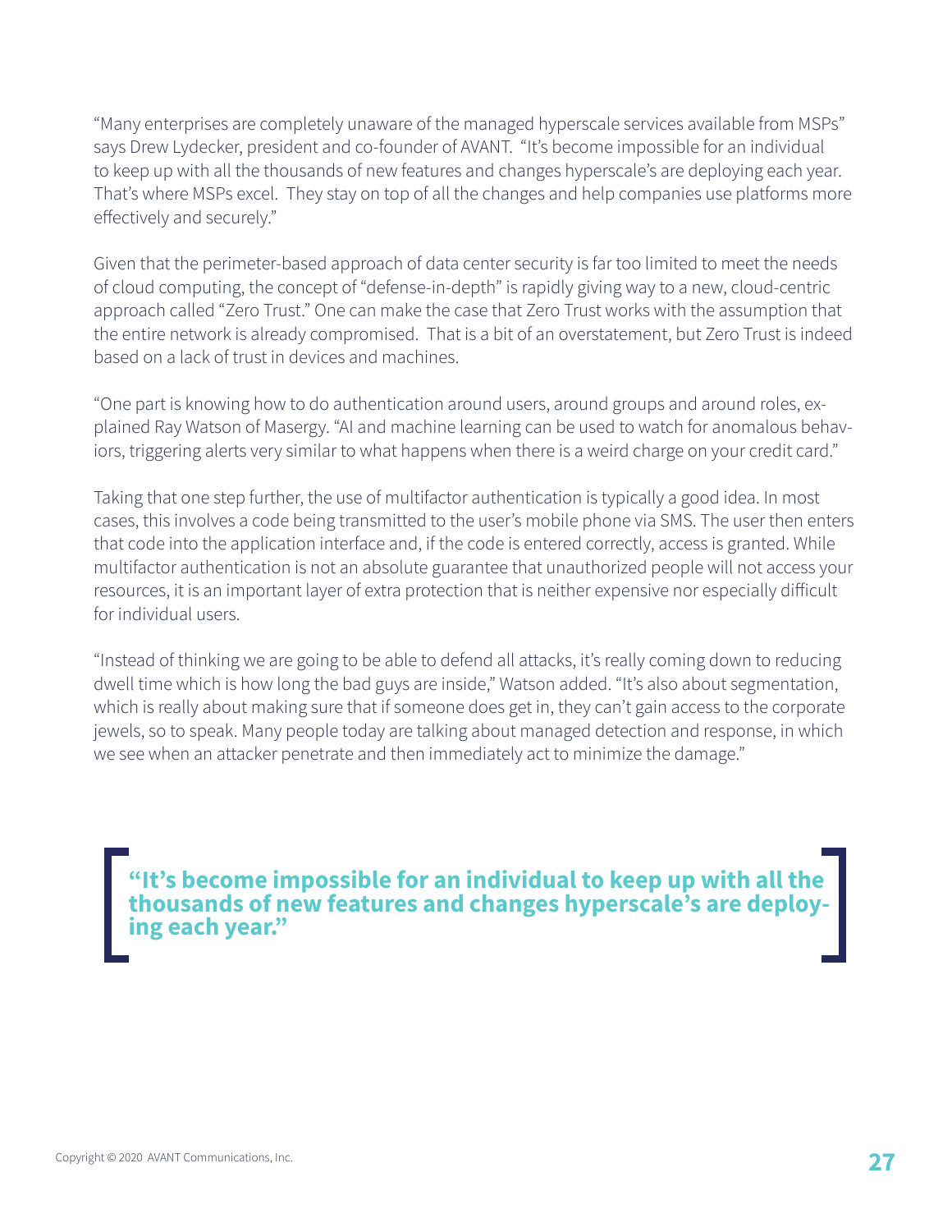"Many enterprises are completely unaware of the managed hyperscale services available from MSPs" says Drew Lydecker, president and co-founder of AVANT. "It's become impossible for an individual to keep up with all the thousands of new features and changes hyperscale's are deploying each year. That's where MSPs excel. They stay on top of all the changes and help companies use platforms more effectively and securely."

Given that the perimeter-based approach of data center security is far too limited to meet the needs of cloud computing, the concept of "defense-in-depth" is rapidly giving way to a new, cloud-centric approach called "Zero Trust." One can make the case that Zero Trust works with the assumption that the entire network is already compromised. That is a bit of an overstatement, but Zero Trust is indeed based on a lack of trust in devices and machines.

"One part is knowing how to do authentication around users, around groups and around roles, explained Ray Watson of Masergy. "AI and machine learning can be used to watch for anomalous behaviors, triggering alerts very similar to what happens when there is a weird charge on your credit card."

Taking that one step further, the use of multifactor authentication is typically a good idea. In most cases, this involves a code being transmitted to the user's mobile phone via SMS. The user then enters that code into the application interface and, if the code is entered correctly, access is granted. While multifactor authentication is not an absolute guarantee that unauthorized people will not access your resources, it is an important layer of extra protection that is neither expensive nor especially difficult for individual users.

"Instead of thinking we are going to be able to defend all attacks, it's really coming down to reducing dwell time which is how long the bad guys are inside," Watson added. "It's also about segmentation, which is really about making sure that if someone does get in, they can't gain access to the corporate jewels, so to speak. Many people today are talking about managed detection and response, in which we see when an attacker penetrate and then immediately act to minimize the damage."

> **"It's become impossible for an individual to keep up with all the thousands of new features and changes hyperscale's are deploying each year."**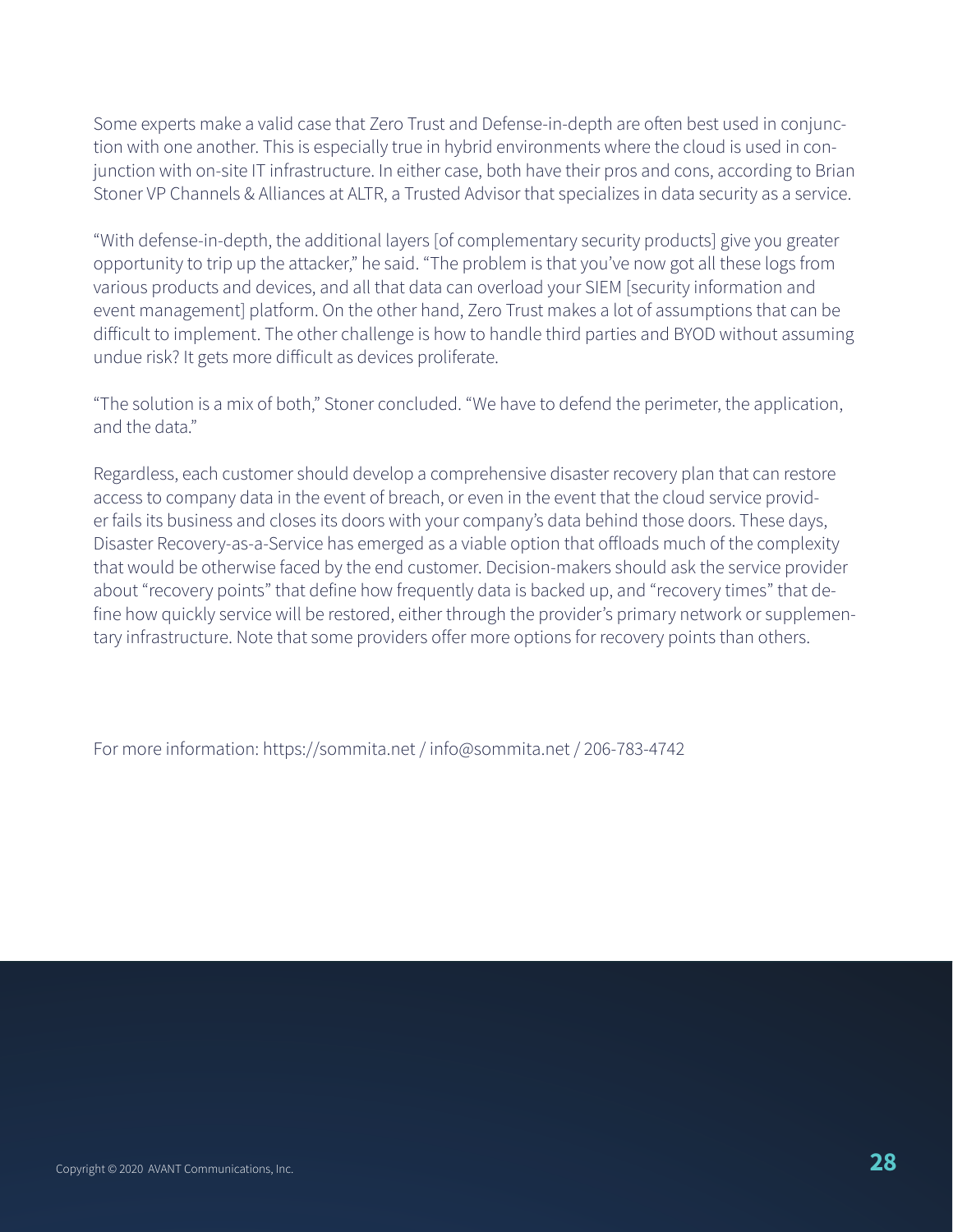Some experts make a valid case that Zero Trust and Defense-in-depth are often best used in conjunction with one another. This is especially true in hybrid environments where the cloud is used in conjunction with on-site IT infrastructure. In either case, both have their pros and cons, according to Brian Stoner VP Channels & Alliances at ALTR, a Trusted Advisor that specializes in data security as a service.

"With defense-in-depth, the additional layers [of complementary security products] give you greater opportunity to trip up the attacker," he said. "The problem is that you've now got all these logs from various products and devices, and all that data can overload your SIEM [security information and event management] platform. On the other hand, Zero Trust makes a lot of assumptions that can be difficult to implement. The other challenge is how to handle third parties and BYOD without assuming undue risk? It gets more difficult as devices proliferate.

"The solution is a mix of both," Stoner concluded. "We have to defend the perimeter, the application, and the data."

Regardless, each customer should develop a comprehensive disaster recovery plan that can restore access to company data in the event of breach, or even in the event that the cloud service provider fails its business and closes its doors with your company's data behind those doors. These days, Disaster Recovery-as-a-Service has emerged as a viable option that offloads much of the complexity that would be otherwise faced by the end customer. Decision-makers should ask the service provider about "recovery points" that define how frequently data is backed up, and "recovery times" that define how quickly service will be restored, either through the provider's primary network or supplementary infrastructure. Note that some providers offer more options for recovery points than others.

For more information: https://sommita.net / info@sommita.net / 206-783-4742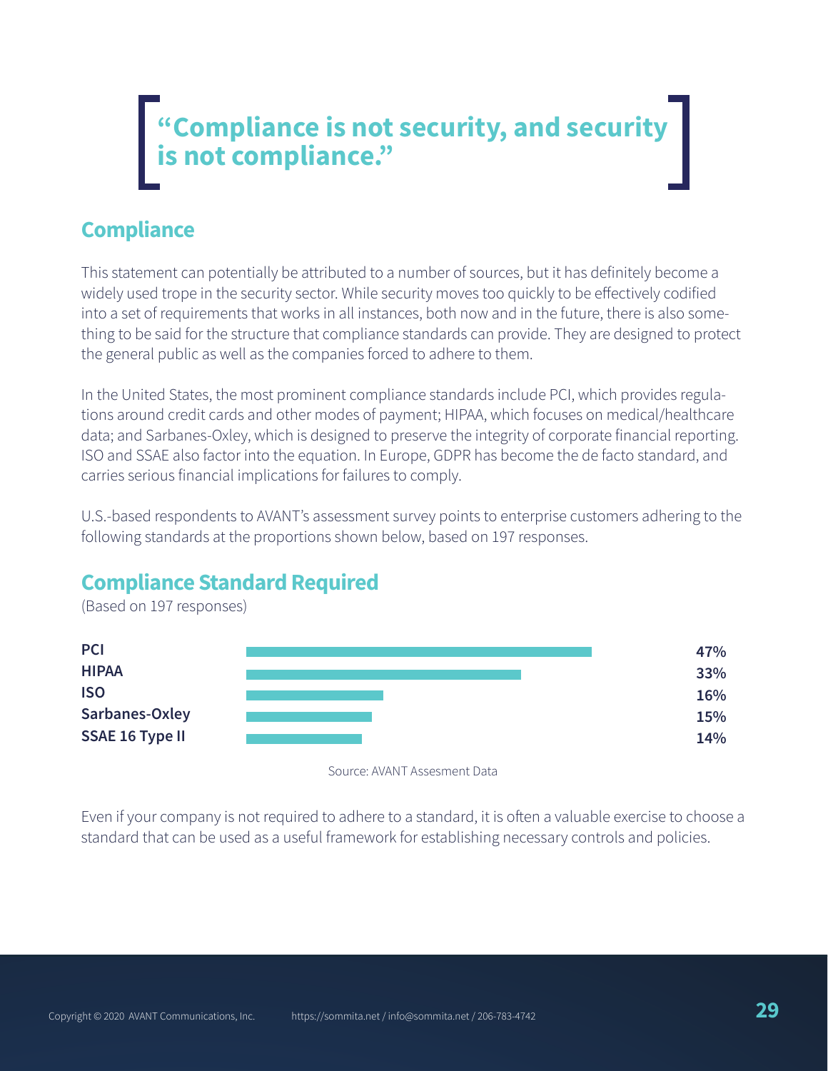> **"Compliance is not security, and security is not compliance."**

## Compliance

This statement can potentially be attributed to a number of sources, but it has definitely become a widely used trope in the security sector. While security moves too quickly to be effectively codified into a set of requirements that works in all instances, both now and in the future, there is also something to be said for the structure that compliance standards can provide. They are designed to protect the general public as well as the companies forced to adhere to them.

In the United States, the most prominent compliance standards include PCI, which provides regulations around credit cards and other modes of payment; HIPAA, which focuses on medical/healthcare data; and Sarbanes-Oxley, which is designed to preserve the integrity of corporate financial reporting. ISO and SSAE also factor into the equation. In Europe, GDPR has become the de facto standard, and carries serious financial implications for failures to comply.

U.S.-based respondents to AVANT's assessment survey points to enterprise customers adhering to the following standards at the proportions shown below, based on 197 responses.

### Compliance Standard Required

(Based on 197 responses)

| Standard | Percentage |
|---|---|
| **PCI** | **47%** |
| **HIPAA** | **33%** |
| **ISO** | **16%** |
| **Sarbanes-Oxley** | **15%** |
| **SSAE 16 Type II** | **14%** |

Source: AVANT Assesment Data

Even if your company is not required to adhere to a standard, it is often a valuable exercise to choose a standard that can be used as a useful framework for establishing necessary controls and policies.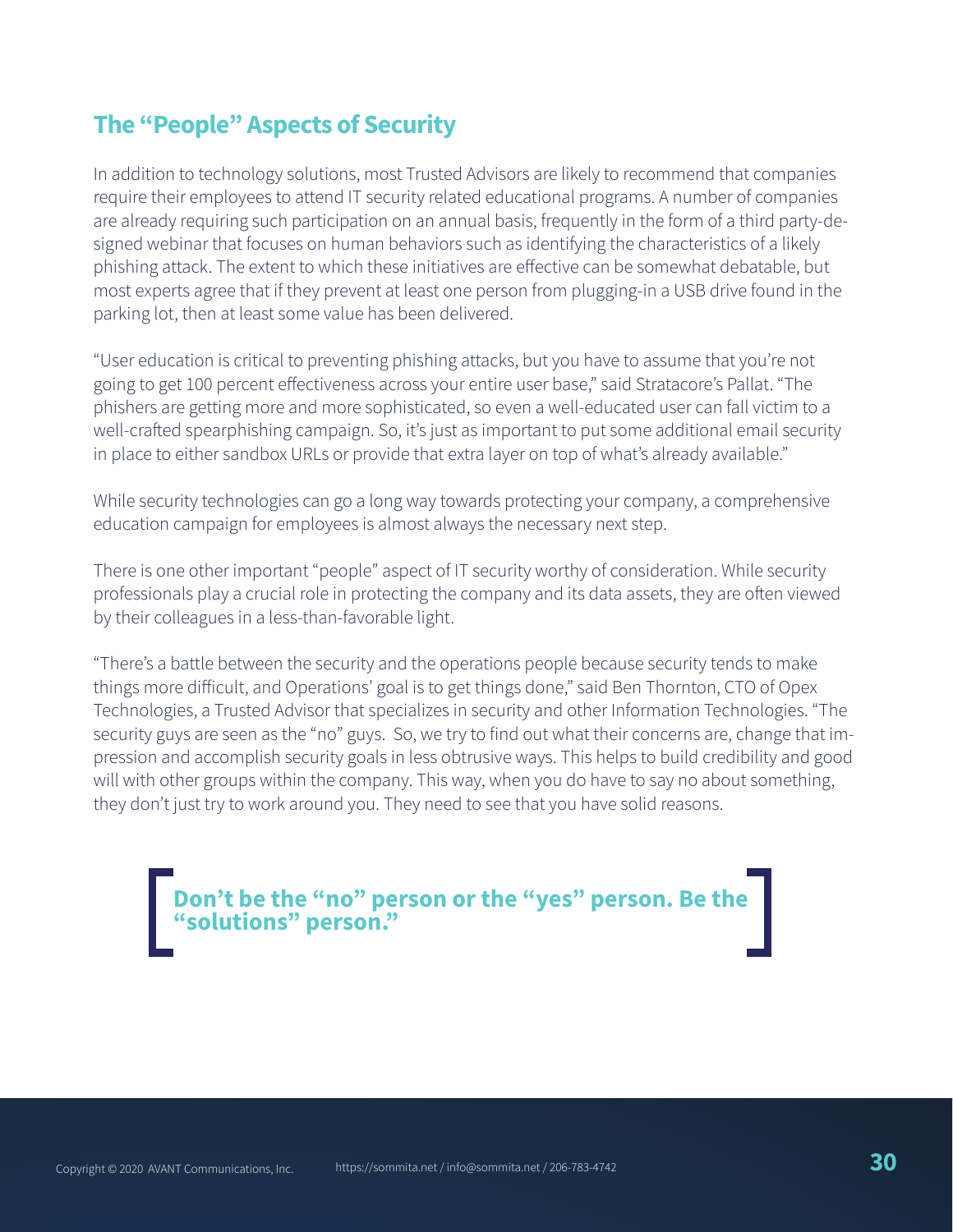## The "People" Aspects of Security

In addition to technology solutions, most Trusted Advisors are likely to recommend that companies require their employees to attend IT security related educational programs. A number of companies are already requiring such participation on an annual basis, frequently in the form of a third party-designed webinar that focuses on human behaviors such as identifying the characteristics of a likely phishing attack. The extent to which these initiatives are effective can be somewhat debatable, but most experts agree that if they prevent at least one person from plugging-in a USB drive found in the parking lot, then at least some value has been delivered.

"User education is critical to preventing phishing attacks, but you have to assume that you're not going to get 100 percent effectiveness across your entire user base," said Stratacore's Pallat. "The phishers are getting more and more sophisticated, so even a well-educated user can fall victim to a well-crafted spearphishing campaign. So, it's just as important to put some additional email security in place to either sandbox URLs or provide that extra layer on top of what's already available."

While security technologies can go a long way towards protecting your company, a comprehensive education campaign for employees is almost always the necessary next step.

There is one other important "people" aspect of IT security worthy of consideration. While security professionals play a crucial role in protecting the company and its data assets, they are often viewed by their colleagues in a less-than-favorable light.

"There's a battle between the security and the operations people because security tends to make things more difficult, and Operations' goal is to get things done," said Ben Thornton, CTO of Opex Technologies, a Trusted Advisor that specializes in security and other Information Technologies. "The security guys are seen as the "no" guys. So, we try to find out what their concerns are, change that impression and accomplish security goals in less obtrusive ways. This helps to build credibility and good will with other groups within the company. This way, when you do have to say no about something, they don't just try to work around you. They need to see that you have solid reasons.

> **Don't be the "no" person or the "yes" person. Be the "solutions" person."**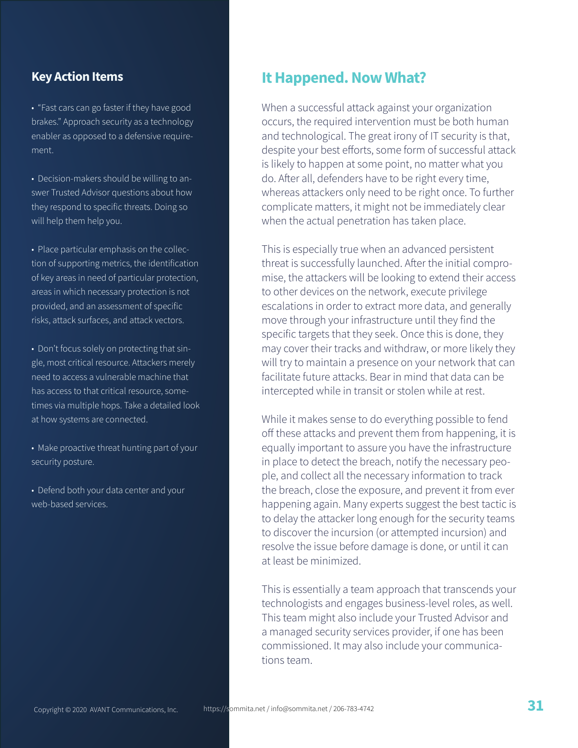## Key Action Items

- "Fast cars can go faster if they have good brakes." Approach security as a technology enabler as opposed to a defensive requirement.
- Decision-makers should be willing to answer Trusted Advisor questions about how they respond to specific threats. Doing so will help them help you.
- Place particular emphasis on the collection of supporting metrics, the identification of key areas in need of particular protection, areas in which necessary protection is not provided, and an assessment of specific risks, attack surfaces, and attack vectors.
- Don't focus solely on protecting that single, most critical resource. Attackers merely need to access a vulnerable machine that has access to that critical resource, sometimes via multiple hops. Take a detailed look at how systems are connected.
- Make proactive threat hunting part of your security posture.
- Defend both your data center and your web-based services.

## It Happened. Now What?

When a successful attack against your organization occurs, the required intervention must be both human and technological. The great irony of IT security is that, despite your best efforts, some form of successful attack is likely to happen at some point, no matter what you do. After all, defenders have to be right every time, whereas attackers only need to be right once. To further complicate matters, it might not be immediately clear when the actual penetration has taken place.

This is especially true when an advanced persistent threat is successfully launched. After the initial compromise, the attackers will be looking to extend their access to other devices on the network, execute privilege escalations in order to extract more data, and generally move through your infrastructure until they find the specific targets that they seek. Once this is done, they may cover their tracks and withdraw, or more likely they will try to maintain a presence on your network that can facilitate future attacks. Bear in mind that data can be intercepted while in transit or stolen while at rest.

While it makes sense to do everything possible to fend off these attacks and prevent them from happening, it is equally important to assure you have the infrastructure in place to detect the breach, notify the necessary people, and collect all the necessary information to track the breach, close the exposure, and prevent it from ever happening again. Many experts suggest the best tactic is to delay the attacker long enough for the security teams to discover the incursion (or attempted incursion) and resolve the issue before damage is done, or until it can at least be minimized.

This is essentially a team approach that transcends your technologists and engages business-level roles, as well. This team might also include your Trusted Advisor and a managed security services provider, if one has been commissioned. It may also include your communications team.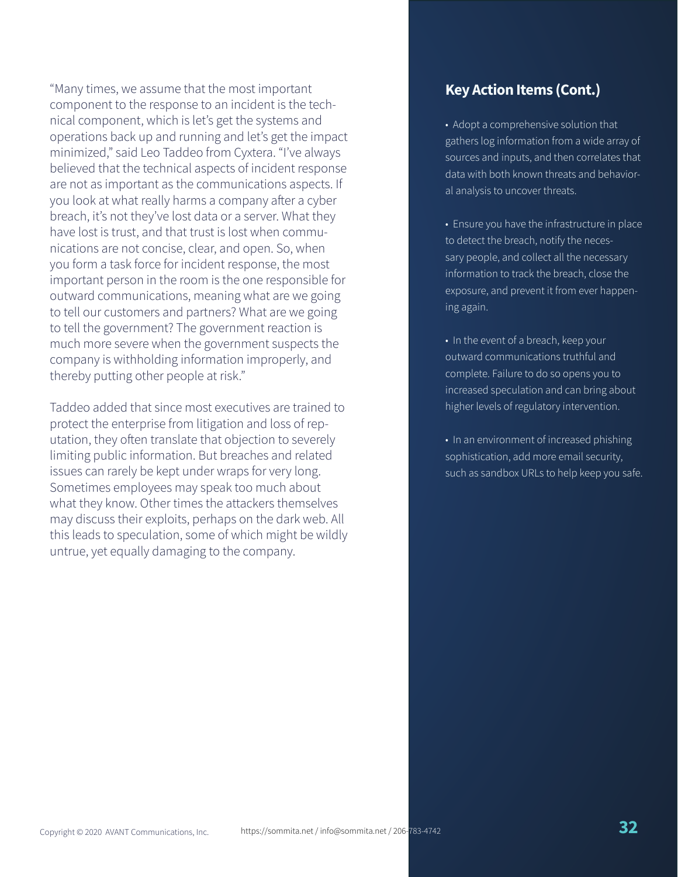"Many times, we assume that the most important component to the response to an incident is the technical component, which is let's get the systems and operations back up and running and let's get the impact minimized," said Leo Taddeo from Cyxtera. "I've always believed that the technical aspects of incident response are not as important as the communications aspects. If you look at what really harms a company after a cyber breach, it's not they've lost data or a server. What they have lost is trust, and that trust is lost when communications are not concise, clear, and open. So, when you form a task force for incident response, the most important person in the room is the one responsible for outward communications, meaning what are we going to tell our customers and partners? What are we going to tell the government? The government reaction is much more severe when the government suspects the company is withholding information improperly, and thereby putting other people at risk."

Taddeo added that since most executives are trained to protect the enterprise from litigation and loss of reputation, they often translate that objection to severely limiting public information. But breaches and related issues can rarely be kept under wraps for very long. Sometimes employees may speak too much about what they know. Other times the attackers themselves may discuss their exploits, perhaps on the dark web. All this leads to speculation, some of which might be wildly untrue, yet equally damaging to the company.

## Key Action Items (Cont.)

- Adopt a comprehensive solution that gathers log information from a wide array of sources and inputs, and then correlates that data with both known threats and behavioral analysis to uncover threats.
- Ensure you have the infrastructure in place to detect the breach, notify the necessary people, and collect all the necessary information to track the breach, close the exposure, and prevent it from ever happening again.
- In the event of a breach, keep your outward communications truthful and complete. Failure to do so opens you to increased speculation and can bring about higher levels of regulatory intervention.
- In an environment of increased phishing sophistication, add more email security, such as sandbox URLs to help keep you safe.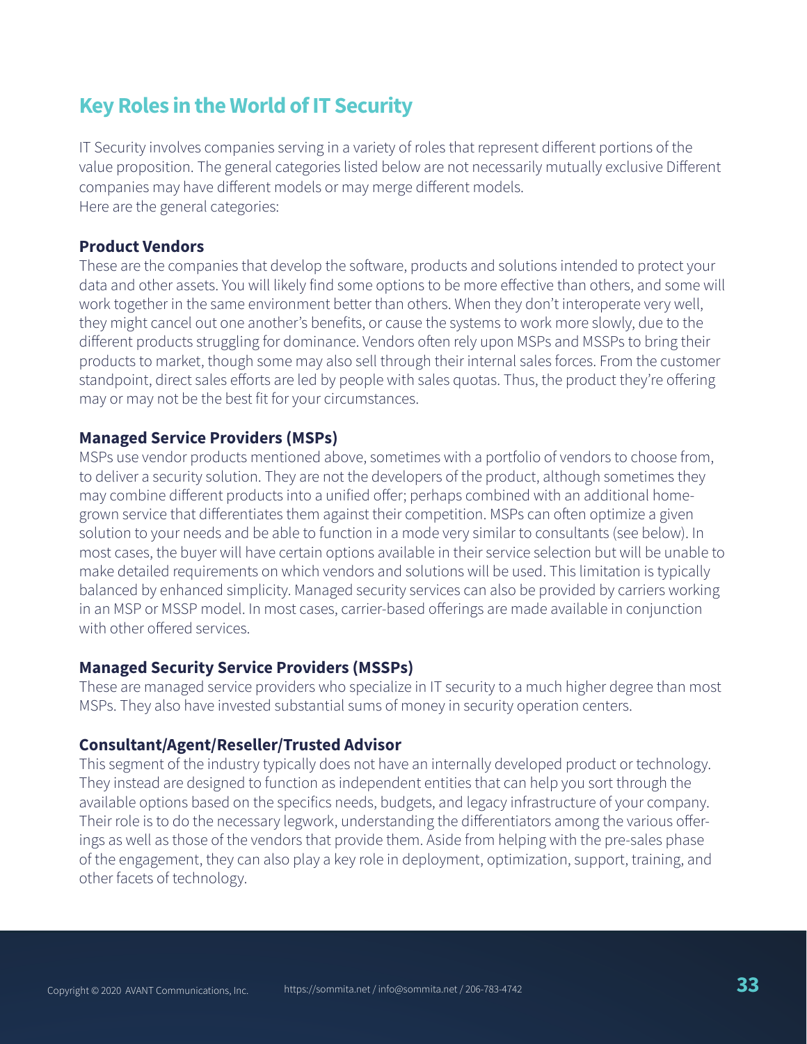## Key Roles in the World of IT Security

IT Security involves companies serving in a variety of roles that represent different portions of the value proposition. The general categories listed below are not necessarily mutually exclusive Different companies may have different models or may merge different models.
Here are the general categories:

### Product Vendors

These are the companies that develop the software, products and solutions intended to protect your data and other assets. You will likely find some options to be more effective than others, and some will work together in the same environment better than others. When they don't interoperate very well, they might cancel out one another's benefits, or cause the systems to work more slowly, due to the different products struggling for dominance. Vendors often rely upon MSPs and MSSPs to bring their products to market, though some may also sell through their internal sales forces. From the customer standpoint, direct sales efforts are led by people with sales quotas. Thus, the product they're offering may or may not be the best fit for your circumstances.

### Managed Service Providers (MSPs)

MSPs use vendor products mentioned above, sometimes with a portfolio of vendors to choose from, to deliver a security solution. They are not the developers of the product, although sometimes they may combine different products into a unified offer; perhaps combined with an additional home-grown service that differentiates them against their competition. MSPs can often optimize a given solution to your needs and be able to function in a mode very similar to consultants (see below). In most cases, the buyer will have certain options available in their service selection but will be unable to make detailed requirements on which vendors and solutions will be used. This limitation is typically balanced by enhanced simplicity. Managed security services can also be provided by carriers working in an MSP or MSSP model. In most cases, carrier-based offerings are made available in conjunction with other offered services.

### Managed Security Service Providers (MSSPs)

These are managed service providers who specialize in IT security to a much higher degree than most MSPs. They also have invested substantial sums of money in security operation centers.

### Consultant/Agent/Reseller/Trusted Advisor

This segment of the industry typically does not have an internally developed product or technology. They instead are designed to function as independent entities that can help you sort through the available options based on the specifics needs, budgets, and legacy infrastructure of your company. Their role is to do the necessary legwork, understanding the differentiators among the various offerings as well as those of the vendors that provide them. Aside from helping with the pre-sales phase of the engagement, they can also play a key role in deployment, optimization, support, training, and other facets of technology.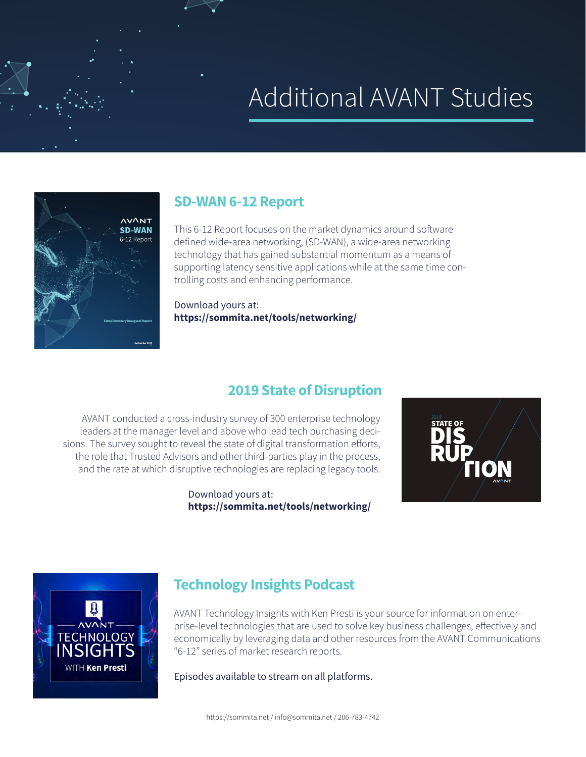# Additional AVANT Studies

## SD-WAN 6-12 Report

This 6-12 Report focuses on the market dynamics around software defined wide-area networking, (SD-WAN), a wide-area networking technology that has gained substantial momentum as a means of supporting latency sensitive applications while at the same time controlling costs and enhancing performance.

Download yours at:
**https://sommita.net/tools/networking/**

## 2019 State of Disruption

AVANT conducted a cross-industry survey of 300 enterprise technology leaders at the manager level and above who lead tech purchasing decisions. The survey sought to reveal the state of digital transformation efforts, the role that Trusted Advisors and other third-parties play in the process, and the rate at which disruptive technologies are replacing legacy tools.

Download yours at:
**https://sommita.net/tools/networking/**

## Technology Insights Podcast

AVANT Technology Insights with Ken Presti is your source for information on enterprise-level technologies that are used to solve key business challenges, effectively and economically by leveraging data and other resources from the AVANT Communications "6-12" series of market research reports.

Episodes available to stream on all platforms.

https://sommita.net / info@sommita.net / 206-783-4742